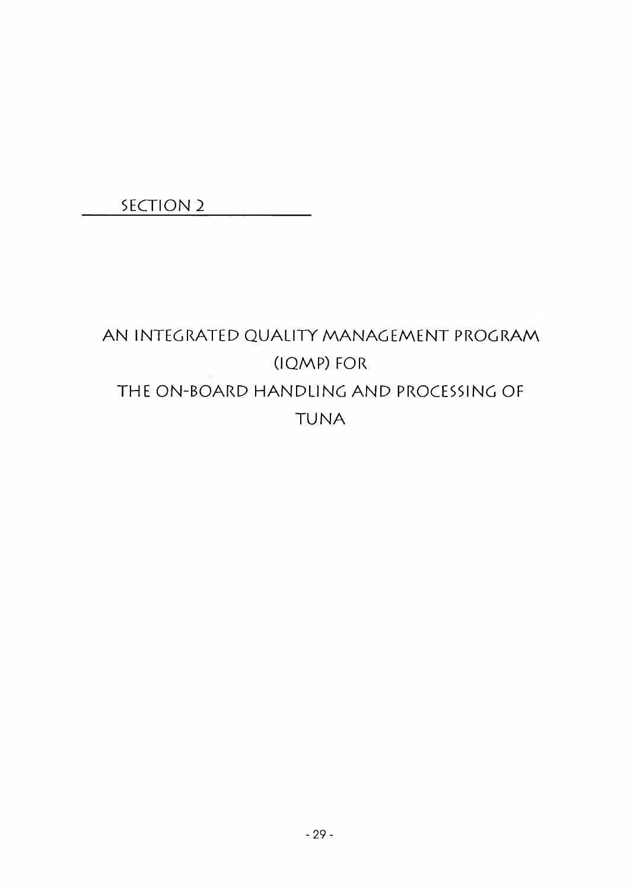## SECTION 2

# AN INTEGRATED QUALITY MANAGEMENT PROGRAM (IQMP) FOR THE ON-BOARD HANDLING AND PROCESSING OF TUNA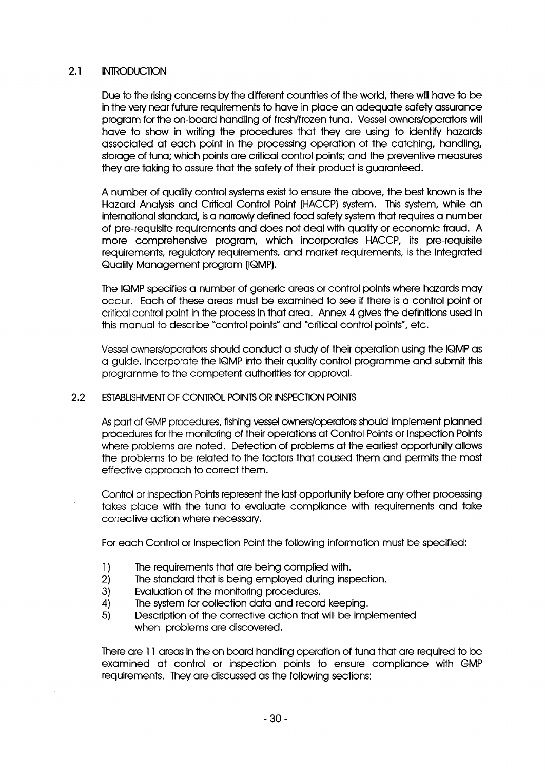## 2.1 INTRODUCTION

Due to the rising concerns by the different countries of the world, there will have to be in the very near future requirements to have in place an adequate safety assurance program for the on-board handling of fresh/frozen tuna. Vessel owners/operators will have to show in writing the procedures that they are using to identify hazards associated at each point in the processing operation of the catching, handling, storage of tuna; which points are critical control points; and the preventive measures they are taking to assure that the safety of their product is guaranteed.

A number of quality control systems exist to ensure the above, the best known is the Hazard Analysis and Critical Control Point (HACCP) system. This system, while an international standard, is a narrowly defined food safety system that requires a number of pre-requisite requirements and does not deal with quality or economic fraud. A more comprehensive program, which incorporates HACCP, its pre-requisite requirements, regulatory requirements, and market requirements, is the Integrated Quality Management program (IQMP).

The IQMP specifies a number of generic areas or control points where hazards may occur. Each of these areas must be examined to see if there is a control point or critical control point in the process in that area. Annex 4 gives the definitions used in this manual to describe "control points" and "critical control points", etc.

Vessel owners/operators should conduct a study of their operation using the IQMP as a guide, incorporate the IQMP into their quality control programme and submit this programme to the competent authorities for approval.

## 2.2 ESTABLISHMENT OF CONTROL POINTS OR INSPECTION POINTS

As part of GMP procedures, fishing vessel owners/operators should implement planned procedures for the monitoring of their operations at Control Points or Inspection Points where problems are noted. Detection of problems at the earliest opportunity allows the problems to be related to the factors that caused them and permits the most effective approach to correct them.

Control or Inspection Points represent the last opportunity before any other processing takes place with the tuna to evaluate compliance with requirements and take corrective action where necessary.

For each Control or Inspection Point the following information must be specified:

1) The requirements that are being complied with.
2) The standard that is being employed during inspection.
3) Evaluation of the monitoring procedures.
4) The system for collection data and record keeping.
5) Description of the corrective action that will be implemented when problems are discovered.

There are 11 areas in the on board handling operation of tuna that are required to be examined at control or inspection points to ensure compliance with GMP requirements. They are discussed as the following sections: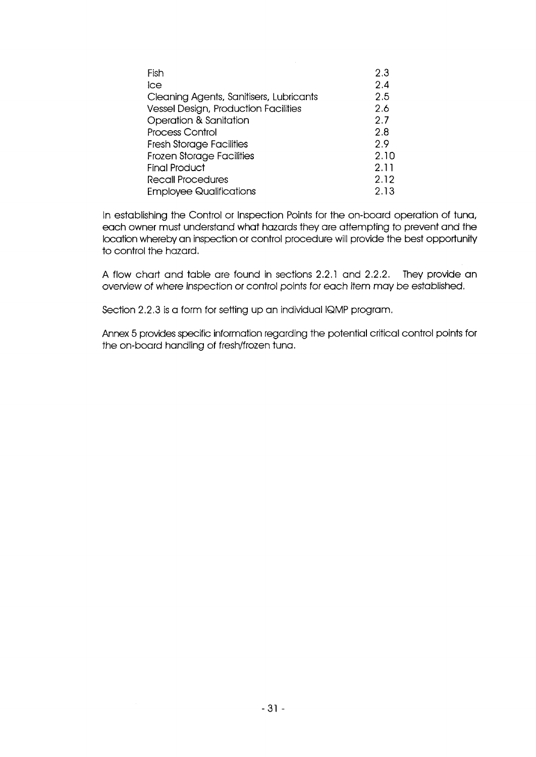| | |
|---|---|
| Fish | 2.3 |
| Ice | 2.4 |
| Cleaning Agents, Sanitisers, Lubricants | 2.5 |
| Vessel Design, Production Facilities | 2.6 |
| Operation & Sanitation | 2.7 |
| Process Control | 2.8 |
| Fresh Storage Facilities | 2.9 |
| Frozen Storage Facilities | 2.10 |
| Final Product | 2.11 |
| Recall Procedures | 2.12 |
| Employee Qualifications | 2.13 |

In establishing the Control or Inspection Points for the on-board operation of tuna, each owner must understand what hazards they are attempting to prevent and the location whereby an inspection or control procedure will provide the best opportunity to control the hazard.

A flow chart and table are found in sections 2.2.1 and 2.2.2. They provide an overview of where inspection or control points for each item may be established.

Section 2.2.3 is a form for setting up an individual IQMP program.

Annex 5 provides specific information regarding the potential critical control points for the on-board handling of fresh/frozen tuna.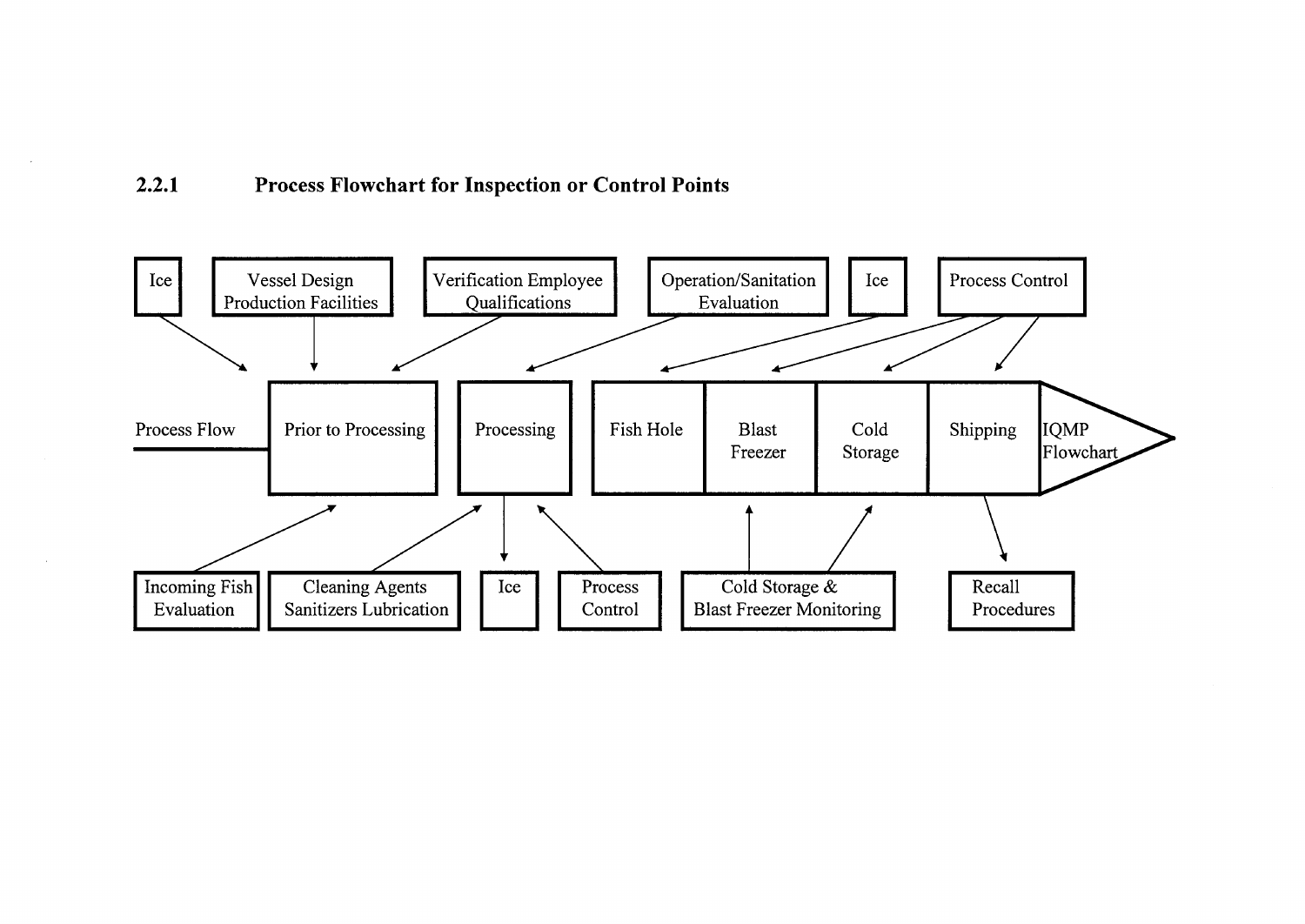### 2.2.1 Process Flowchart for Inspection or Control Points

Process Flow → Prior to Processing → Processing → Fish Hole → Blast Freezer → Cold Storage → Shipping → IQMP Flowchart

**Inputs to Prior to Processing:**
- Ice
- Vessel Design Production Facilities
- Verification Employee Qualifications
- Incoming Fish Evaluation

**Inputs to Processing:**
- Operation/Sanitation Evaluation
- Cleaning Agents Sanitizers Lubrication
- Process Control

**Output from Processing:**
- Ice

**Input to Fish Hole:**
- Ice

**Inputs to Blast Freezer:**
- Process Control
- Cold Storage & Blast Freezer Monitoring

**Inputs to Cold Storage:**
- Process Control
- Cold Storage & Blast Freezer Monitoring

**Input to Shipping:**
- Process Control

**Output from Shipping:**
- Recall Procedures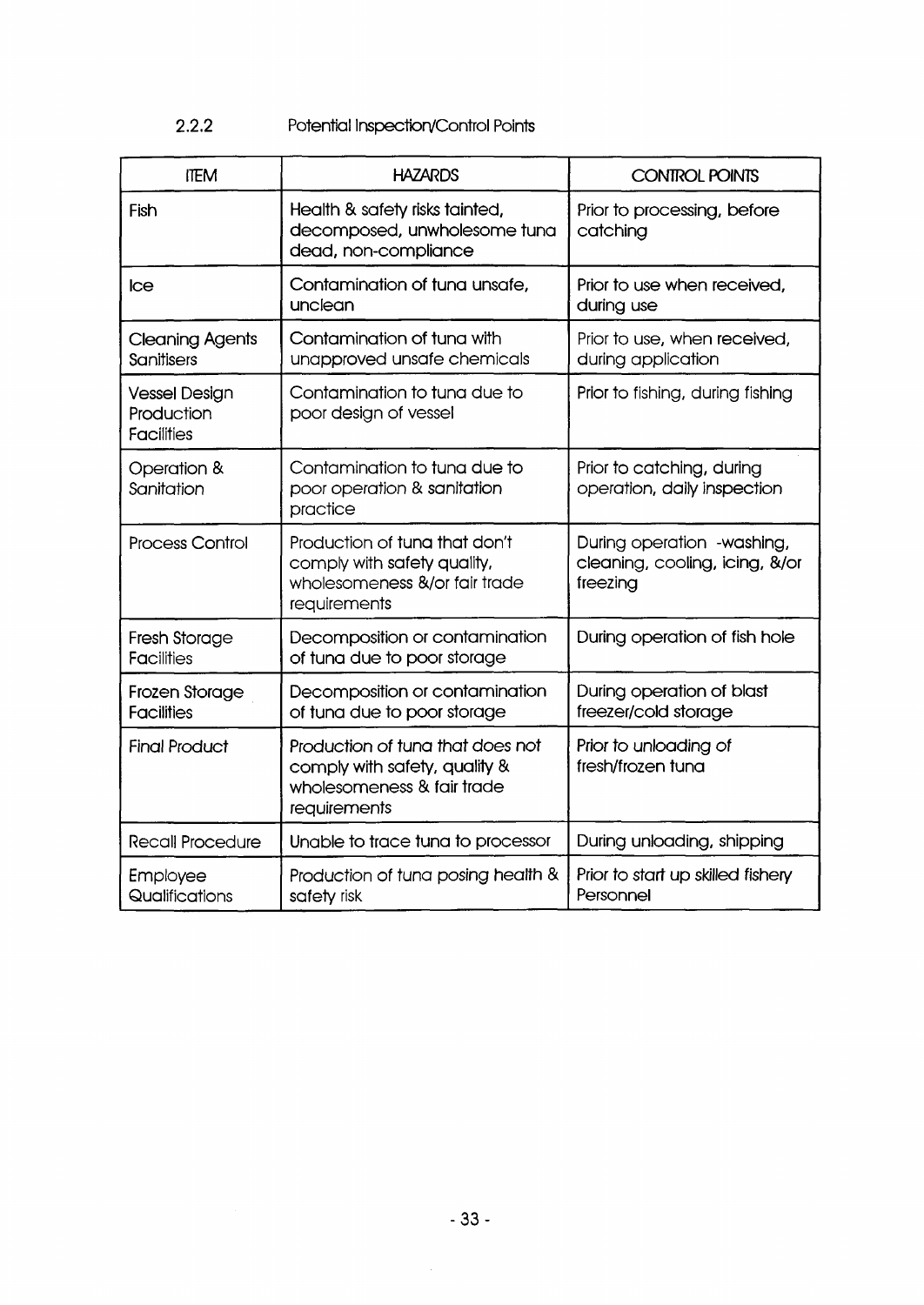### 2.2.2 Potential Inspection/Control Points

| ITEM | HAZARDS | CONTROL POINTS |
|---|---|---|
| Fish | Health & safety risks tainted, decomposed, unwholesome tuna dead, non-compliance | Prior to processing, before catching |
| Ice | Contamination of tuna unsafe, unclean | Prior to use when received, during use |
| Cleaning Agents Sanitisers | Contamination of tuna with unapproved unsafe chemicals | Prior to use, when received, during application |
| Vessel Design Production Facilities | Contamination to tuna due to poor design of vessel | Prior to fishing, during fishing |
| Operation & Sanitation | Contamination to tuna due to poor operation & sanitation practice | Prior to catching, during operation, daily inspection |
| Process Control | Production of tuna that don't comply with safety quality, wholesomeness &/or fair trade requirements | During operation -washing, cleaning, cooling, icing, &/or freezing |
| Fresh Storage Facilities | Decomposition or contamination of tuna due to poor storage | During operation of fish hole |
| Frozen Storage Facilities | Decomposition or contamination of tuna due to poor storage | During operation of blast freezer/cold storage |
| Final Product | Production of tuna that does not comply with safety, quality & wholesomeness & fair trade requirements | Prior to unloading of fresh/frozen tuna |
| Recall Procedure | Unable to trace tuna to processor | During unloading, shipping |
| Employee Qualifications | Production of tuna posing health & safety risk | Prior to start up skilled fishery Personnel |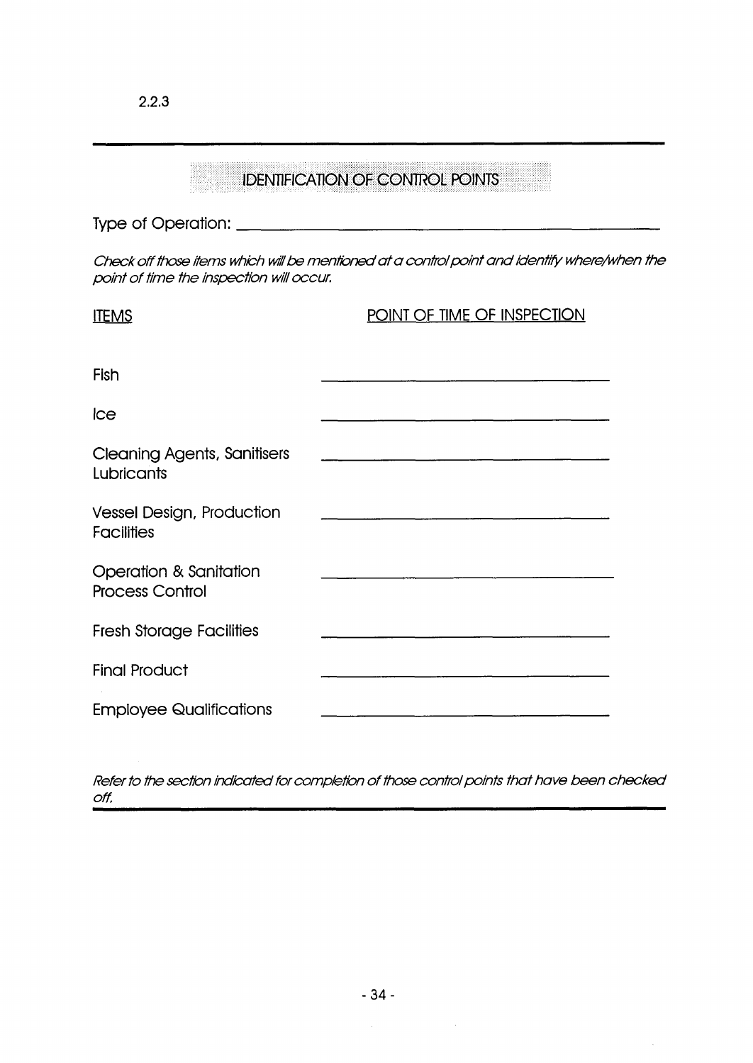2.2.3

## IDENTIFICATION OF CONTROL POINTS

Type of Operation: ______________________________________________

*Check off those items which will be mentioned at a control point and identify where/when the point of time the inspection will occur.*

| ITEMS | POINT OF TIME OF INSPECTION |
|---|---|
| Fish | ______________________________ |
| Ice | ______________________________ |
| Cleaning Agents, Sanitisers Lubricants | ______________________________ |
| Vessel Design, Production Facilities | ______________________________ |
| Operation & Sanitation Process Control | ______________________________ |
| Fresh Storage Facilities | ______________________________ |
| Final Product | ______________________________ |
| Employee Qualifications | ______________________________ |

*Refer to the section indicated for completion of those control points that have been checked off.*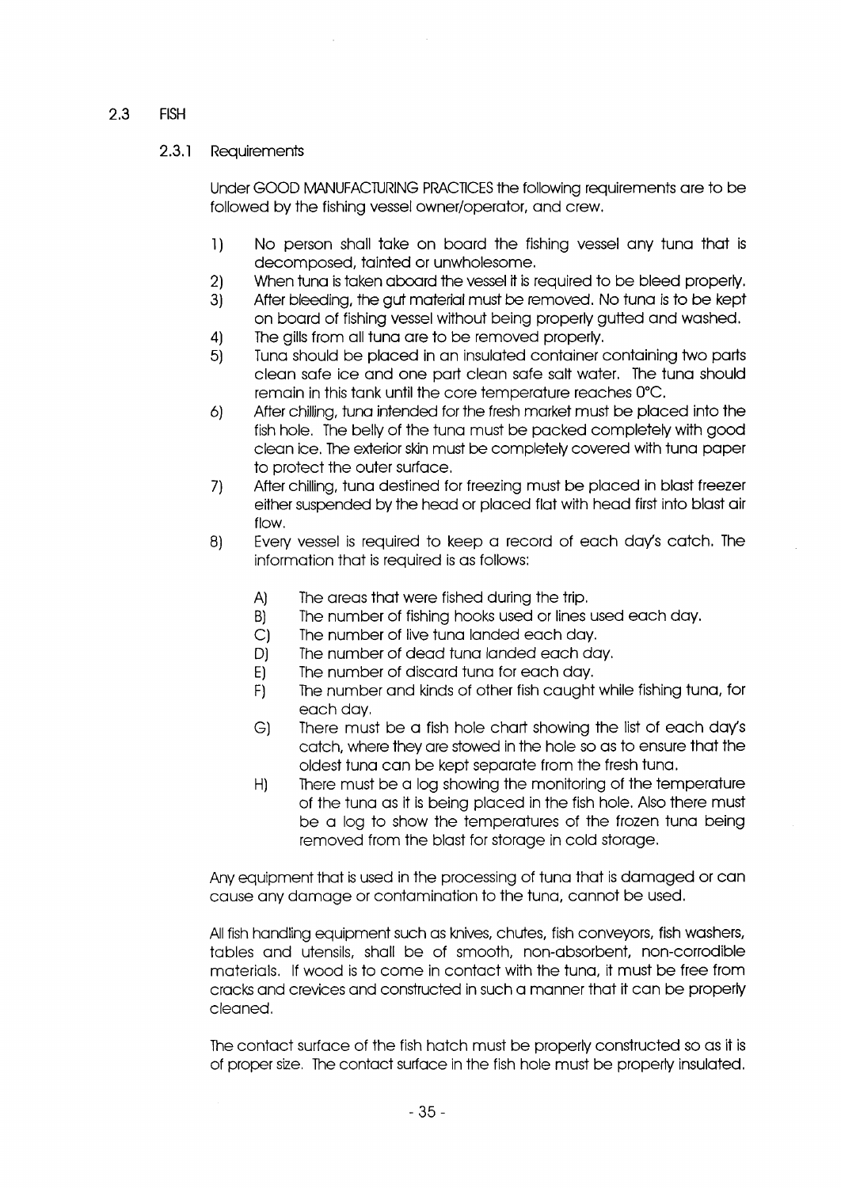## 2.3 FISH

### 2.3.1 Requirements

Under GOOD MANUFACTURING PRACTICES the following requirements are to be followed by the fishing vessel owner/operator, and crew.

1) No person shall take on board the fishing vessel any tuna that is decomposed, tainted or unwholesome.
2) When tuna is taken aboard the vessel it is required to be bleed properly.
3) After bleeding, the gut material must be removed. No tuna is to be kept on board of fishing vessel without being properly gutted and washed.
4) The gills from all tuna are to be removed properly.
5) Tuna should be placed in an insulated container containing two parts clean safe ice and one part clean safe salt water. The tuna should remain in this tank until the core temperature reaches 0°C.
6) After chilling, tuna intended for the fresh market must be placed into the fish hole. The belly of the tuna must be packed completely with good clean ice. The exterior skin must be completely covered with tuna paper to protect the outer surface.
7) After chilling, tuna destined for freezing must be placed in blast freezer either suspended by the head or placed flat with head first into blast air flow.
8) Every vessel is required to keep a record of each day's catch. The information that is required is as follows:

   A) The areas that were fished during the trip.
   B) The number of fishing hooks used or lines used each day.
   C) The number of live tuna landed each day.
   D) The number of dead tuna landed each day.
   E) The number of discard tuna for each day.
   F) The number and kinds of other fish caught while fishing tuna, for each day.
   G) There must be a fish hole chart showing the list of each day's catch, where they are stowed in the hole so as to ensure that the oldest tuna can be kept separate from the fresh tuna.
   H) There must be a log showing the monitoring of the temperature of the tuna as it is being placed in the fish hole. Also there must be a log to show the temperatures of the frozen tuna being removed from the blast for storage in cold storage.

Any equipment that is used in the processing of tuna that is damaged or can cause any damage or contamination to the tuna, cannot be used.

All fish handling equipment such as knives, chutes, fish conveyors, fish washers, tables and utensils, shall be of smooth, non-absorbent, non-corrodible materials. If wood is to come in contact with the tuna, it must be free from cracks and crevices and constructed in such a manner that it can be properly cleaned.

The contact surface of the fish hatch must be properly constructed so as it is of proper size. The contact surface in the fish hole must be properly insulated.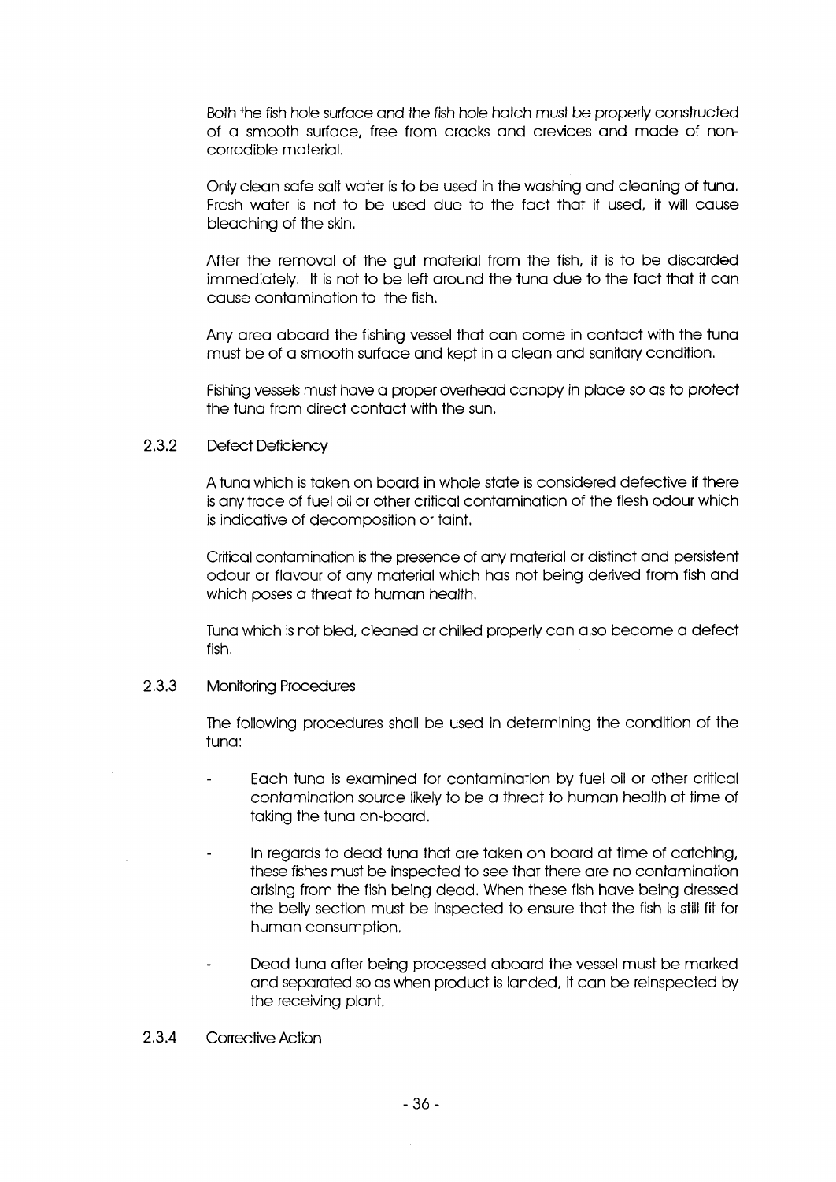Both the fish hole surface and the fish hole hatch must be properly constructed of a smooth surface, free from cracks and crevices and made of non-corrodible material.

Only clean safe salt water is to be used in the washing and cleaning of tuna. Fresh water is not to be used due to the fact that if used, it will cause bleaching of the skin.

After the removal of the gut material from the fish, it is to be discarded immediately. It is not to be left around the tuna due to the fact that it can cause contamination to the fish.

Any area aboard the fishing vessel that can come in contact with the tuna must be of a smooth surface and kept in a clean and sanitary condition.

Fishing vessels must have a proper overhead canopy in place so as to protect the tuna from direct contact with the sun.

### 2.3.2 Defect Deficiency

A tuna which is taken on board in whole state is considered defective if there is any trace of fuel oil or other critical contamination of the flesh odour which is indicative of decomposition or taint.

Critical contamination is the presence of any material or distinct and persistent odour or flavour of any material which has not being derived from fish and which poses a threat to human health.

Tuna which is not bled, cleaned or chilled properly can also become a defect fish.

### 2.3.3 Monitoring Procedures

The following procedures shall be used in determining the condition of the tuna:

- Each tuna is examined for contamination by fuel oil or other critical contamination source likely to be a threat to human health at time of taking the tuna on-board.

- In regards to dead tuna that are taken on board at time of catching, these fishes must be inspected to see that there are no contamination arising from the fish being dead. When these fish have being dressed the belly section must be inspected to ensure that the fish is still fit for human consumption.

- Dead tuna after being processed aboard the vessel must be marked and separated so as when product is landed, it can be reinspected by the receiving plant.

### 2.3.4 Corrective Action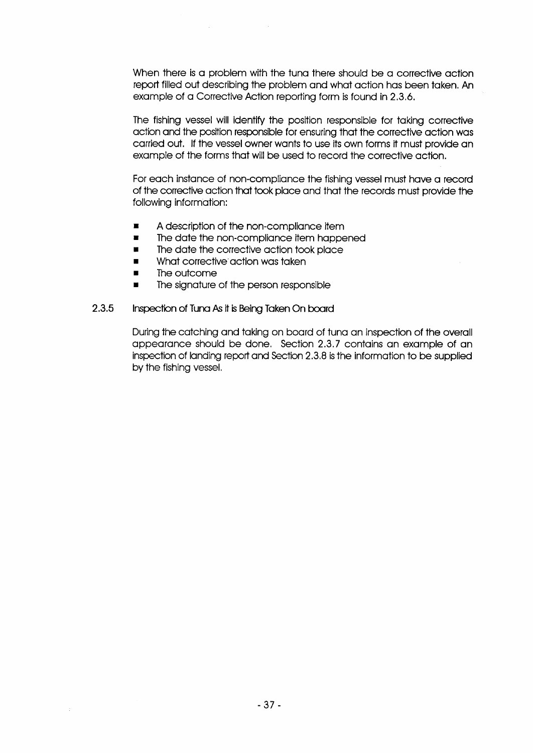When there is a problem with the tuna there should be a corrective action report filled out describing the problem and what action has been taken. An example of a Corrective Action reporting form is found in 2.3.6.

The fishing vessel will identify the position responsible for taking corrective action and the position responsible for ensuring that the corrective action was carried out. If the vessel owner wants to use its own forms it must provide an example of the forms that will be used to record the corrective action.

For each instance of non-compliance the fishing vessel must have a record of the corrective action that took place and that the records must provide the following information:

- A description of the non-compliance item
- The date the non-compliance item happened
- The date the corrective action took place
- What corrective action was taken
- The outcome
- The signature of the person responsible

### 2.3.5 Inspection of Tuna As it is Being Taken On board

During the catching and taking on board of tuna an inspection of the overall appearance should be done. Section 2.3.7 contains an example of an inspection of landing report and Section 2.3.8 is the information to be supplied by the fishing vessel.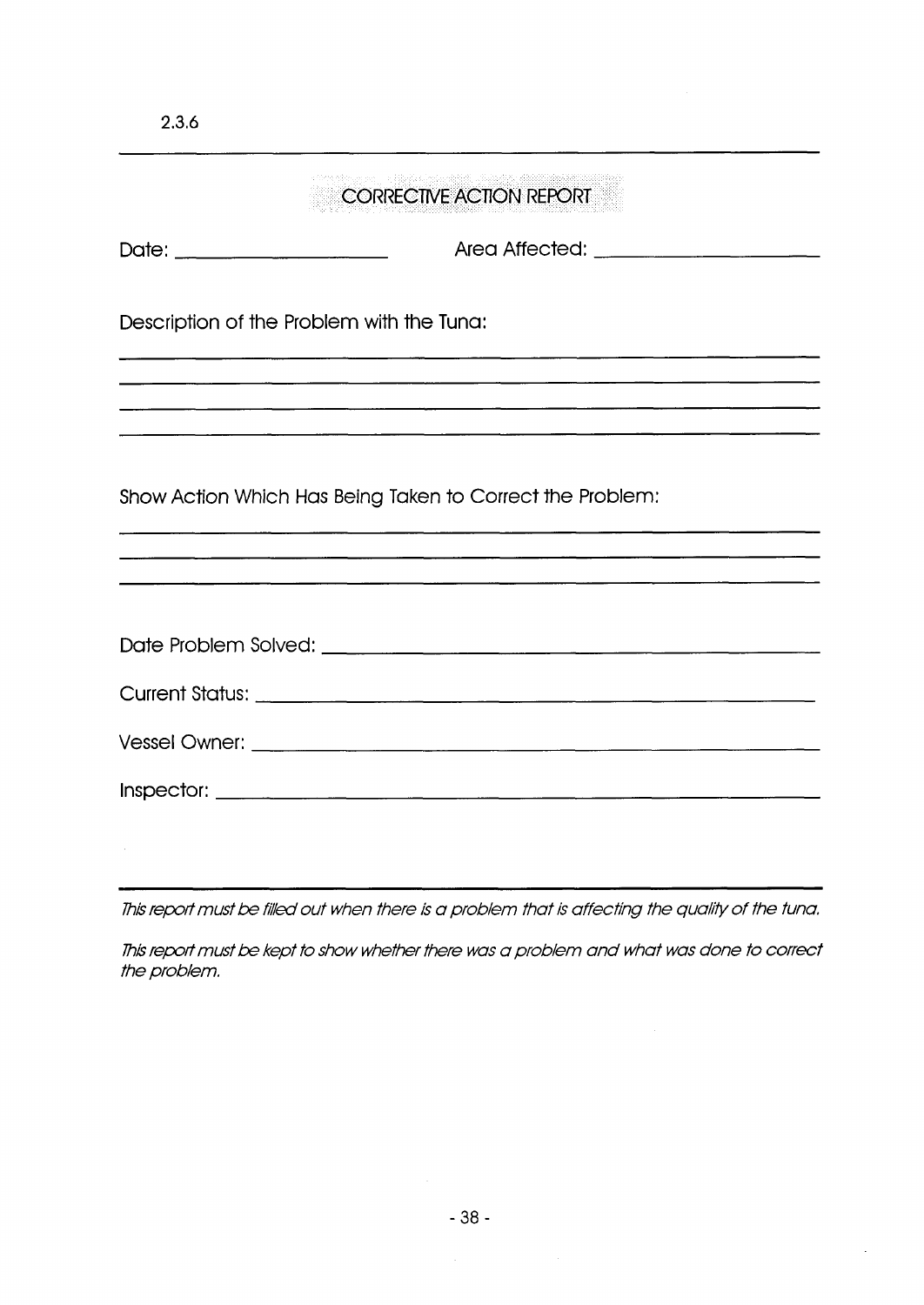2.3.6

## CORRECTIVE ACTION REPORT

Date: ____________________ Area Affected: ____________________

Description of the Problem with the Tuna:

______________________________________________________________

______________________________________________________________

______________________________________________________________

______________________________________________________________

Show Action Which Has Being Taken to Correct the Problem:

______________________________________________________________

______________________________________________________________

______________________________________________________________

Date Problem Solved: ____________________________________________

Current Status: _________________________________________________

Vessel Owner: __________________________________________________

Inspector: _____________________________________________________

*This report must be filled out when there is a problem that is affecting the quality of the tuna.*

*This report must be kept to show whether there was a problem and what was done to correct the problem.*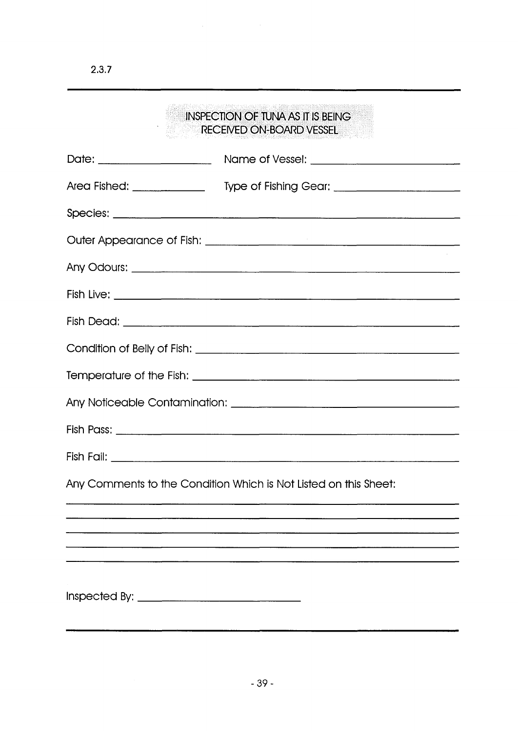2.3.7

## INSPECTION OF TUNA AS IT IS BEING RECEIVED ON-BOARD VESSEL

Date: ____________________ Name of Vessel: __________________________

Area Fished: _____________ Type of Fishing Gear: ____________________

Species: ____________________________________________________________

Outer Appearance of Fish: ___________________________________________

Any Odours: _________________________________________________________

Fish Live: __________________________________________________________

Fish Dead: __________________________________________________________

Condition of Belly of Fish: __________________________________________

Temperature of the Fish: ____________________________________________

Any Noticeable Contamination: _______________________________________

Fish Pass: __________________________________________________________

Fish Fail: __________________________________________________________

Any Comments to the Condition Which is Not Listed on this Sheet:

_____________________________________________________________________

_____________________________________________________________________

_____________________________________________________________________

_____________________________________________________________________

_____________________________________________________________________

Inspected By: ____________________________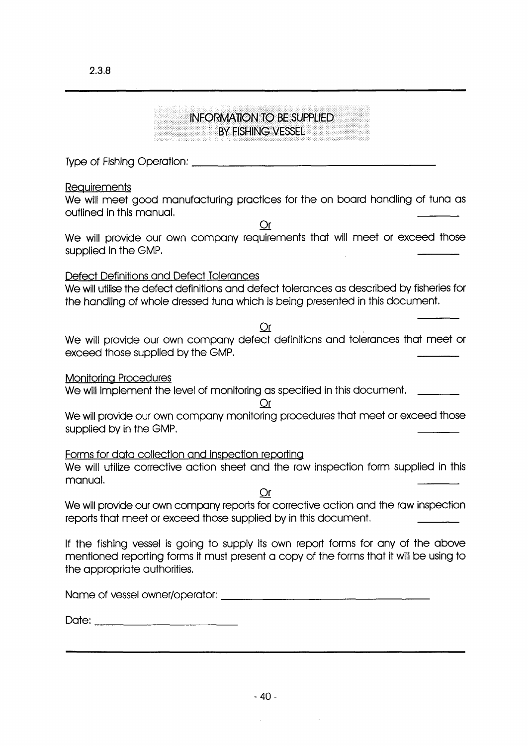2.3.8

## INFORMATION TO BE SUPPLIED BY FISHING VESSEL

Type of Fishing Operation: ______________________________________________

Requirements

We will meet good manufacturing practices for the on board handling of tuna as outlined in this manual. ________

Or

We will provide our own company requirements that will meet or exceed those supplied in the GMP. ________

Defect Definitions and Defect Tolerances

We will utilise the defect definitions and defect tolerances as described by fisheries for the handling of whole dressed tuna which is being presented in this document. ________

Or

We will provide our own company defect definitions and tolerances that meet or exceed those supplied by the GMP. ________

Monitoring Procedures

We will implement the level of monitoring as specified in this document. ________

Or

We will provide our own company monitoring procedures that meet or exceed those supplied by in the GMP. ________

Forms for data collection and inspection reporting

We will utilize corrective action sheet and the raw inspection form supplied in this manual. ________

Or

We will provide our own company reports for corrective action and the raw inspection reports that meet or exceed those supplied by in this document. ________

If the fishing vessel is going to supply its own report forms for any of the above mentioned reporting forms it must present a copy of the forms that it will be using to the appropriate authorities.

Name of vessel owner/operator: ______________________________________

Date: __________________________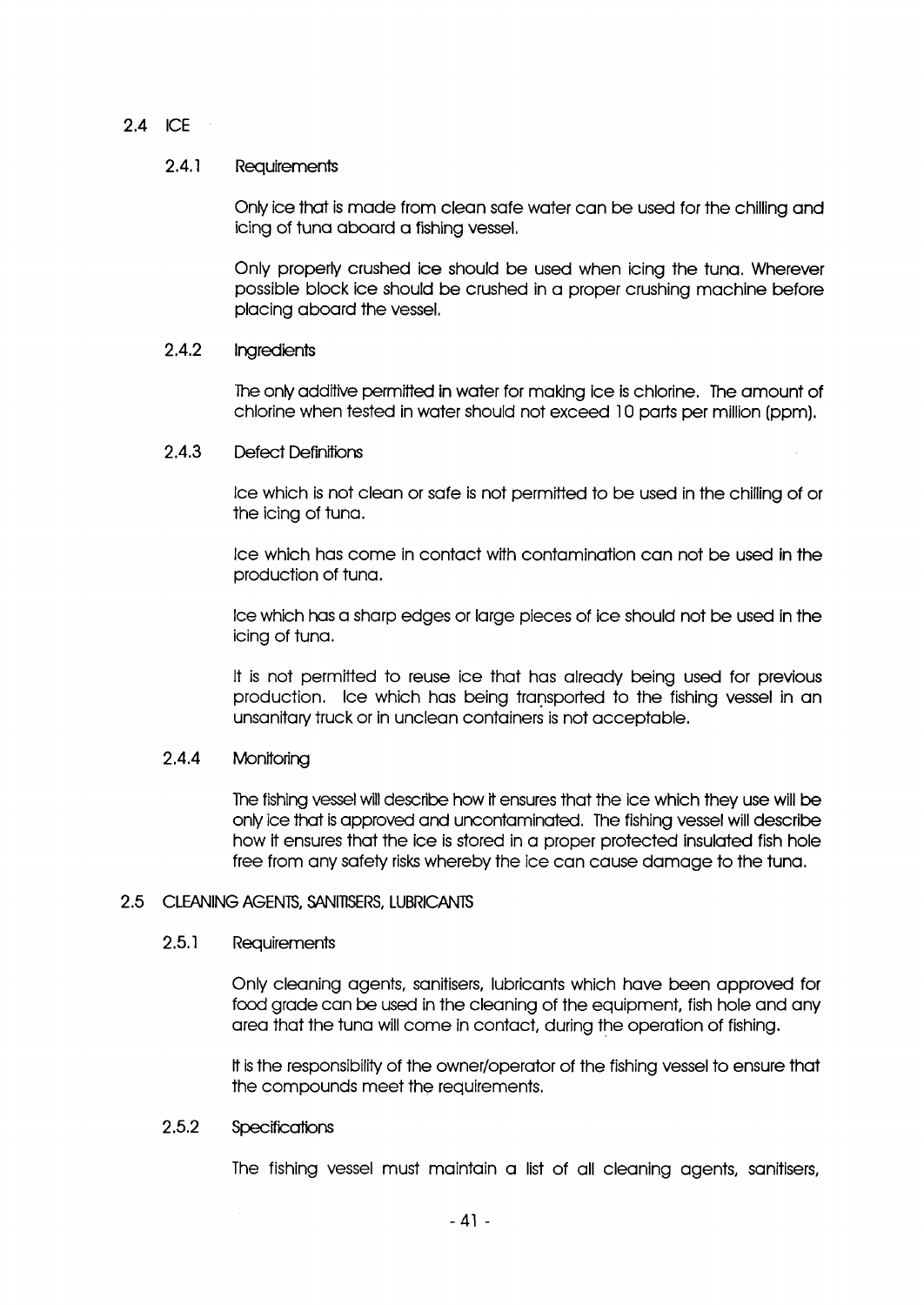## 2.4 ICE

### 2.4.1 Requirements

Only ice that is made from clean safe water can be used for the chilling and icing of tuna aboard a fishing vessel.

Only properly crushed ice should be used when icing the tuna. Wherever possible block ice should be crushed in a proper crushing machine before placing aboard the vessel.

### 2.4.2 Ingredients

The only additive permitted in water for making ice is chlorine. The amount of chlorine when tested in water should not exceed 10 parts per million (ppm).

### 2.4.3 Defect Definitions

Ice which is not clean or safe is not permitted to be used in the chilling of or the icing of tuna.

Ice which has come in contact with contamination can not be used in the production of tuna.

Ice which has a sharp edges or large pieces of ice should not be used in the icing of tuna.

It is not permitted to reuse ice that has already being used for previous production. Ice which has being transported to the fishing vessel in an unsanitary truck or in unclean containers is not acceptable.

### 2.4.4 Monitoring

The fishing vessel will describe how it ensures that the ice which they use will be only ice that is approved and uncontaminated. The fishing vessel will describe how it ensures that the ice is stored in a proper protected insulated fish hole free from any safety risks whereby the ice can cause damage to the tuna.

## 2.5 CLEANING AGENTS, SANITISERS, LUBRICANTS

### 2.5.1 Requirements

Only cleaning agents, sanitisers, lubricants which have been approved for food grade can be used in the cleaning of the equipment, fish hole and any area that the tuna will come in contact, during the operation of fishing.

It is the responsibility of the owner/operator of the fishing vessel to ensure that the compounds meet the requirements.

### 2.5.2 Specifications

The fishing vessel must maintain a list of all cleaning agents, sanitisers,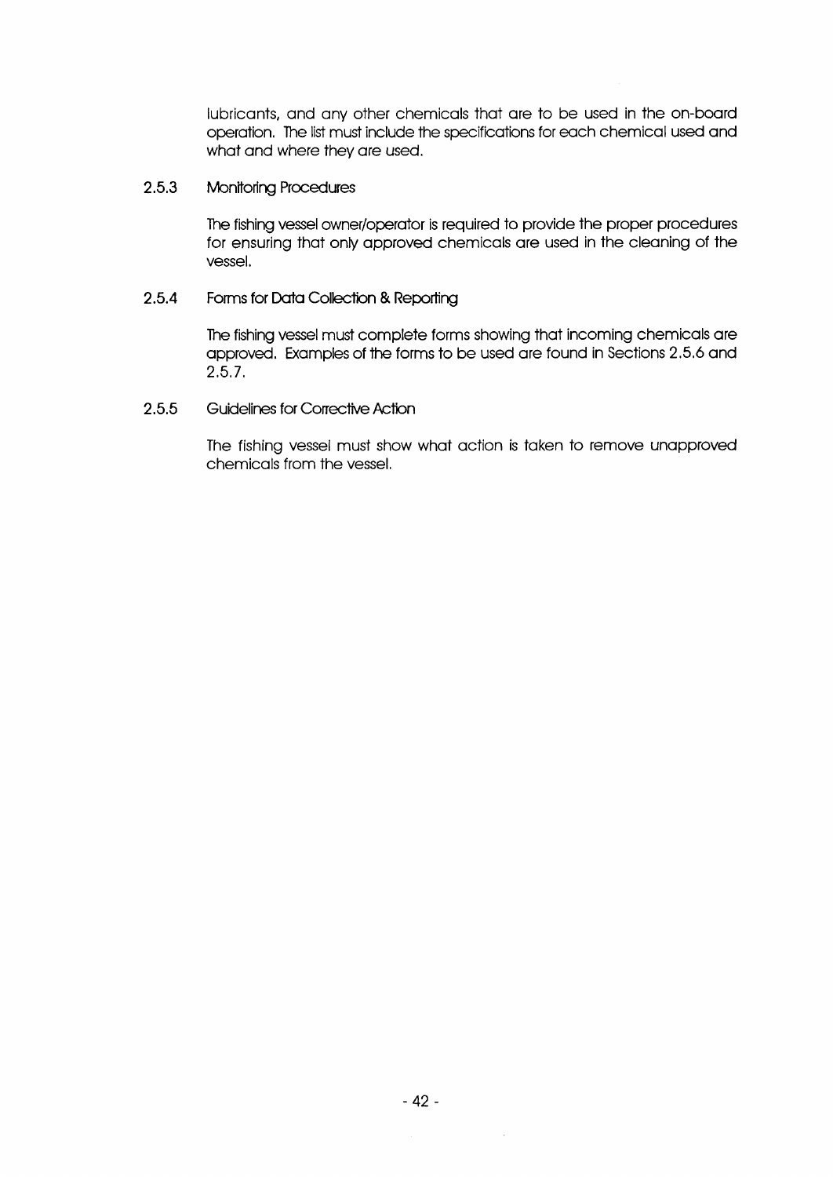lubricants, and any other chemicals that are to be used in the on-board operation. The list must include the specifications for each chemical used and what and where they are used.

### 2.5.3 Monitoring Procedures

The fishing vessel owner/operator is required to provide the proper procedures for ensuring that only approved chemicals are used in the cleaning of the vessel.

### 2.5.4 Forms for Data Collection & Reporting

The fishing vessel must complete forms showing that incoming chemicals are approved. Examples of the forms to be used are found in Sections 2.5.6 and 2.5.7.

### 2.5.5 Guidelines for Corrective Action

The fishing vessel must show what action is taken to remove unapproved chemicals from the vessel.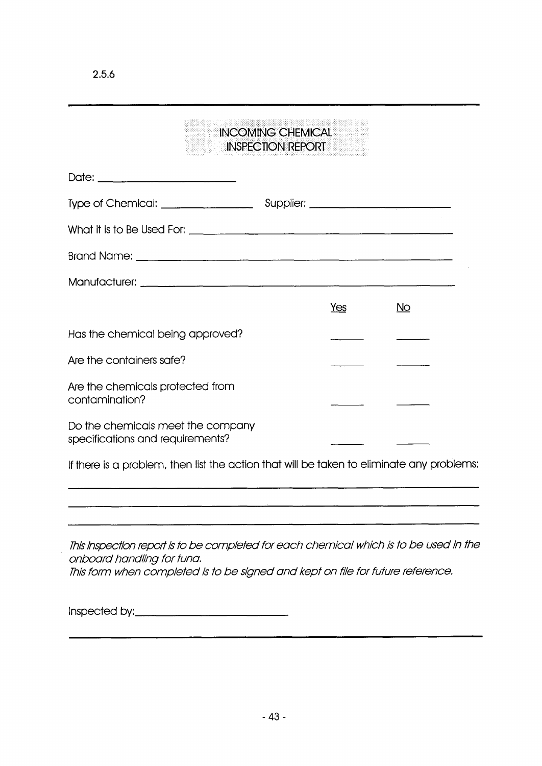2.5.6

## INCOMING CHEMICAL INSPECTION REPORT

Date: ______________________

Type of Chemical: ______________ Supplier: ______________________

What it is to Be Used For: ________________________________________

Brand Name: ______________________________________________

Manufacturer: _____________________________________________

| | Yes | No |
|---|---|---|
| Has the chemical being approved? | _____ | _____ |
| Are the containers safe? | _____ | _____ |
| Are the chemicals protected from contamination? | _____ | _____ |
| Do the chemicals meet the company specifications and requirements? | _____ | _____ |

If there is a problem, then list the action that will be taken to eliminate any problems:

_______________________________________________________________

_______________________________________________________________

_______________________________________________________________

*This inspection report is to be completed for each chemical which is to be used in the onboard handling for tuna.*
*This form when completed is to be signed and kept on file for future reference.*

Inspected by: ______________________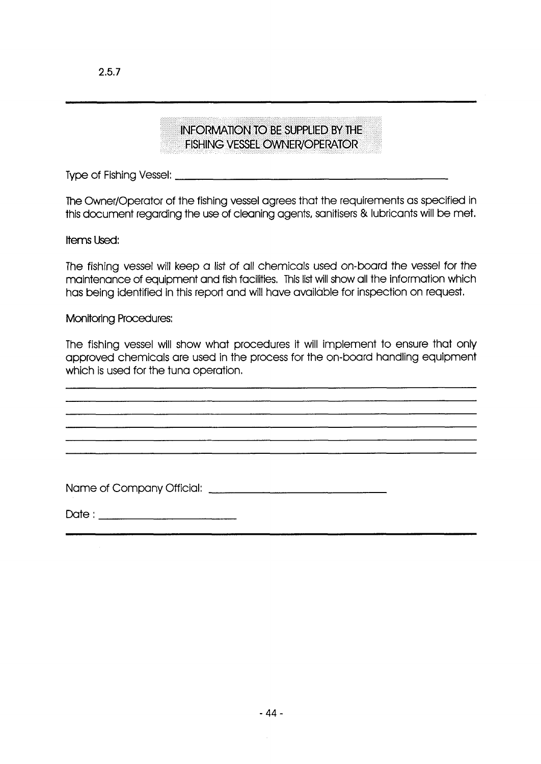2.5.7

---

## INFORMATION TO BE SUPPLIED BY THE FISHING VESSEL OWNER/OPERATOR

Type of Fishing Vessel: ____________________________________________

The Owner/Operator of the fishing vessel agrees that the requirements as specified in this document regarding the use of cleaning agents, sanitisers & lubricants will be met.

Items Used:

The fishing vessel will keep a list of all chemicals used on-board the vessel for the maintenance of equipment and fish facilities. This list will show all the information which has being identified in this report and will have available for inspection on request.

Monitoring Procedures:

The fishing vessel will show what procedures it will implement to ensure that only approved chemicals are used in the process for the on-board handling equipment which is used for the tuna operation.

______________________________________________________________________

______________________________________________________________________

______________________________________________________________________

______________________________________________________________________

______________________________________________________________________

______________________________________________________________________

Name of Company Official: ______________________________

Date : ________________________

---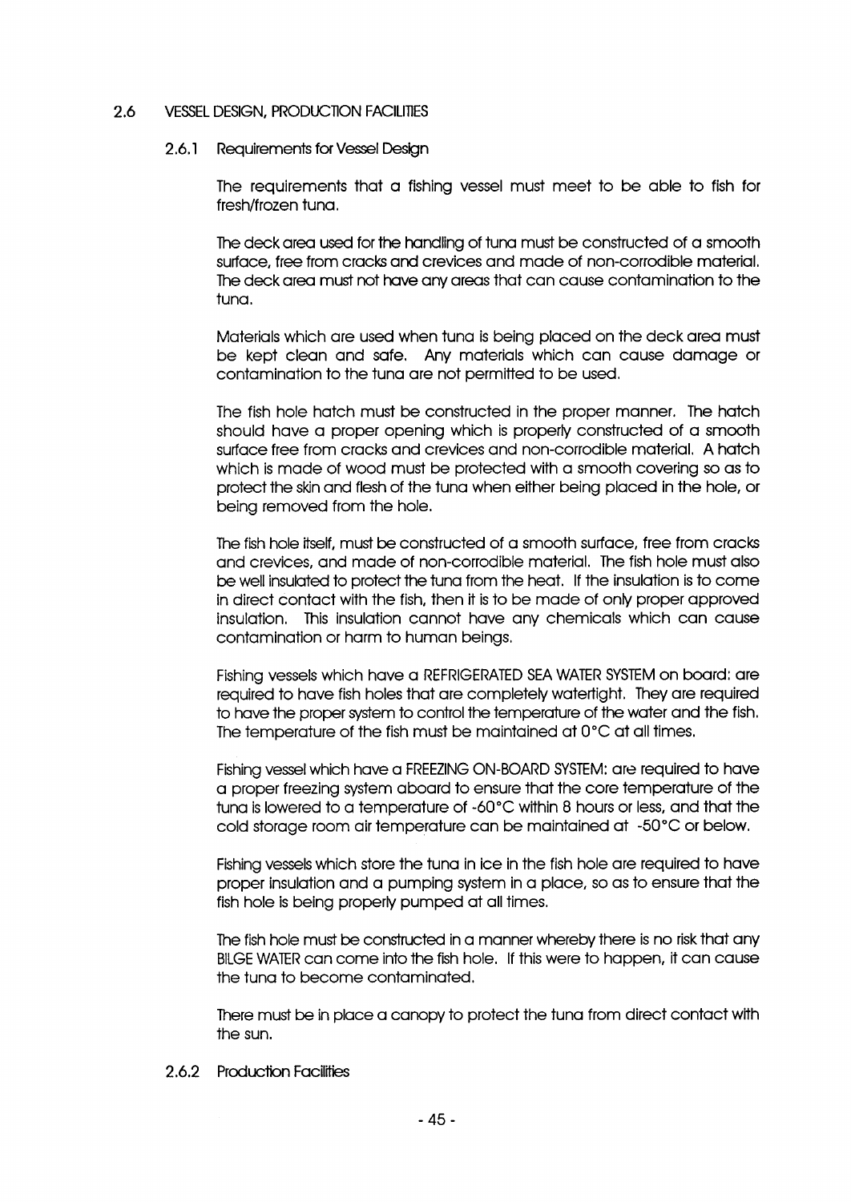## 2.6 VESSEL DESIGN, PRODUCTION FACILITIES

### 2.6.1 Requirements for Vessel Design

The requirements that a fishing vessel must meet to be able to fish for fresh/frozen tuna.

The deck area used for the handling of tuna must be constructed of a smooth surface, free from cracks and crevices and made of non-corrodible material. The deck area must not have any areas that can cause contamination to the tuna.

Materials which are used when tuna is being placed on the deck area must be kept clean and safe. Any materials which can cause damage or contamination to the tuna are not permitted to be used.

The fish hole hatch must be constructed in the proper manner. The hatch should have a proper opening which is properly constructed of a smooth surface free from cracks and crevices and non-corrodible material. A hatch which is made of wood must be protected with a smooth covering so as to protect the skin and flesh of the tuna when either being placed in the hole, or being removed from the hole.

The fish hole itself, must be constructed of a smooth surface, free from cracks and crevices, and made of non-corrodible material. The fish hole must also be well insulated to protect the tuna from the heat. If the insulation is to come in direct contact with the fish, then it is to be made of only proper approved insulation. This insulation cannot have any chemicals which can cause contamination or harm to human beings.

Fishing vessels which have a REFRIGERATED SEA WATER SYSTEM on board: are required to have fish holes that are completely watertight. They are required to have the proper system to control the temperature of the water and the fish. The temperature of the fish must be maintained at 0°C at all times.

Fishing vessel which have a FREEZING ON-BOARD SYSTEM: are required to have a proper freezing system aboard to ensure that the core temperature of the tuna is lowered to a temperature of -60°C within 8 hours or less, and that the cold storage room air temperature can be maintained at -50°C or below.

Fishing vessels which store the tuna in ice in the fish hole are required to have proper insulation and a pumping system in a place, so as to ensure that the fish hole is being properly pumped at all times.

The fish hole must be constructed in a manner whereby there is no risk that any BILGE WATER can come into the fish hole. If this were to happen, it can cause the tuna to become contaminated.

There must be in place a canopy to protect the tuna from direct contact with the sun.

### 2.6.2 Production Facilities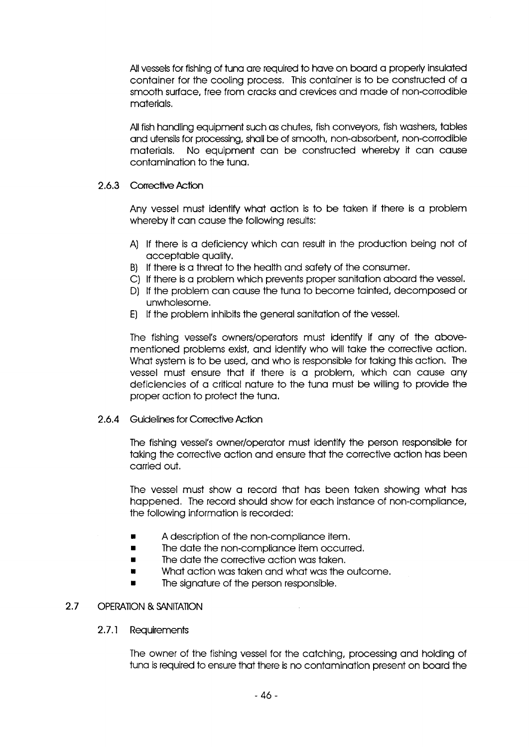All vessels for fishing of tuna are required to have on board a properly insulated container for the cooling process. This container is to be constructed of a smooth surface, free from cracks and crevices and made of non-corrodible materials.

All fish handling equipment such as chutes, fish conveyors, fish washers, tables and utensils for processing, shall be of smooth, non-absorbent, non-corrodible materials. No equipment can be constructed whereby it can cause contamination to the tuna.

### 2.6.3 Corrective Action

Any vessel must identify what action is to be taken if there is a problem whereby it can cause the following results:

A) If there is a deficiency which can result in the production being not of acceptable quality.
B) If there is a threat to the health and safety of the consumer.
C) If there is a problem which prevents proper sanitation aboard the vessel.
D) If the problem can cause the tuna to become tainted, decomposed or unwholesome.
E) If the problem inhibits the general sanitation of the vessel.

The fishing vessel's owners/operators must identify if any of the above-mentioned problems exist, and identify who will take the corrective action. What system is to be used, and who is responsible for taking this action. The vessel must ensure that if there is a problem, which can cause any deficiencies of a critical nature to the tuna must be willing to provide the proper action to protect the tuna.

### 2.6.4 Guidelines for Corrective Action

The fishing vessel's owner/operator must identify the person responsible for taking the corrective action and ensure that the corrective action has been carried out.

The vessel must show a record that has been taken showing what has happened. The record should show for each instance of non-compliance, the following information is recorded:

- A description of the non-compliance item.
- The date the non-compliance item occurred.
- The date the corrective action was taken.
- What action was taken and what was the outcome.
- The signature of the person responsible.

## 2.7 OPERATION & SANITATION

### 2.7.1 Requirements

The owner of the fishing vessel for the catching, processing and holding of tuna is required to ensure that there is no contamination present on board the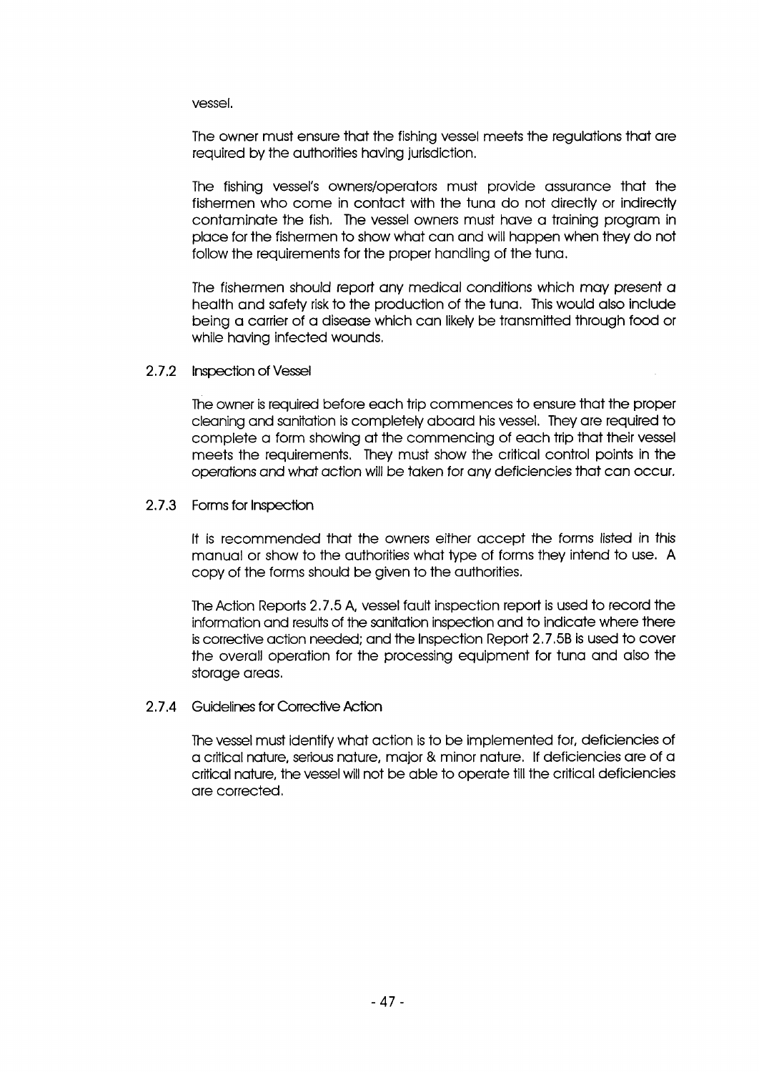vessel.

The owner must ensure that the fishing vessel meets the regulations that are required by the authorities having jurisdiction.

The fishing vessel's owners/operators must provide assurance that the fishermen who come in contact with the tuna do not directly or indirectly contaminate the fish. The vessel owners must have a training program in place for the fishermen to show what can and will happen when they do not follow the requirements for the proper handling of the tuna.

The fishermen should report any medical conditions which may present a health and safety risk to the production of the tuna. This would also include being a carrier of a disease which can likely be transmitted through food or while having infected wounds.

### 2.7.2 Inspection of Vessel

The owner is required before each trip commences to ensure that the proper cleaning and sanitation is completely aboard his vessel. They are required to complete a form showing at the commencing of each trip that their vessel meets the requirements. They must show the critical control points in the operations and what action will be taken for any deficiencies that can occur.

### 2.7.3 Forms for Inspection

It is recommended that the owners either accept the forms listed in this manual or show to the authorities what type of forms they intend to use. A copy of the forms should be given to the authorities.

The Action Reports 2.7.5 A, vessel fault inspection report is used to record the information and results of the sanitation inspection and to indicate where there is corrective action needed; and the Inspection Report 2.7.5B is used to cover the overall operation for the processing equipment for tuna and also the storage areas.

### 2.7.4 Guidelines for Corrective Action

The vessel must identify what action is to be implemented for, deficiencies of a critical nature, serious nature, major & minor nature. If deficiencies are of a critical nature, the vessel will not be able to operate till the critical deficiencies are corrected.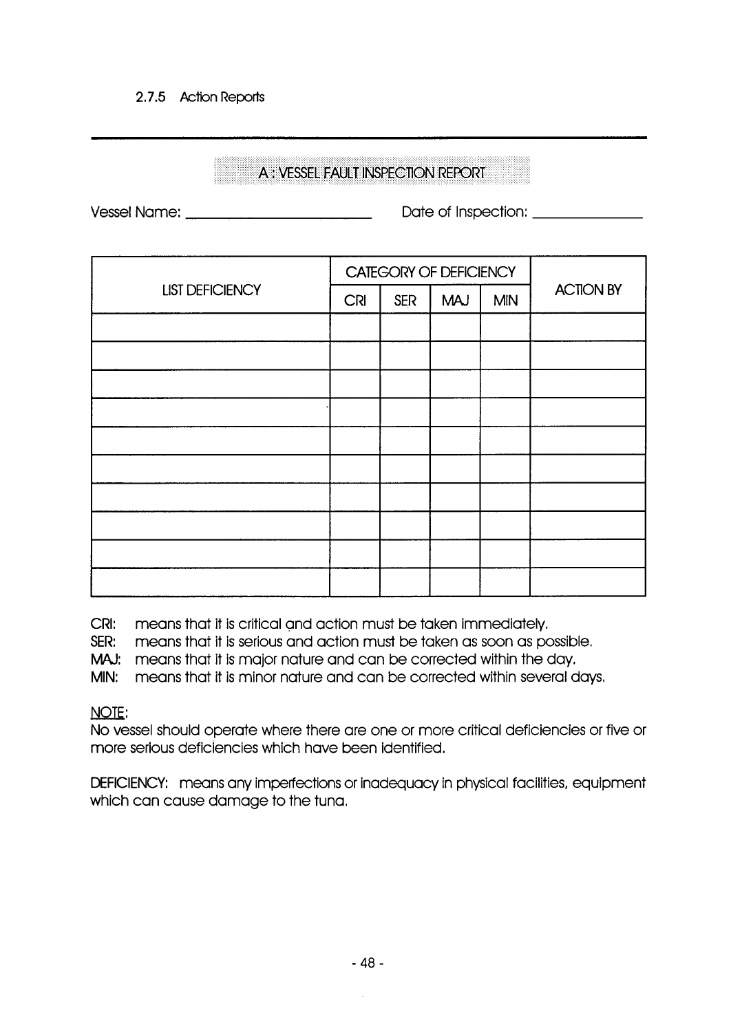### 2.7.5 Action Reports

## A : VESSEL FAULT INSPECTION REPORT

Vessel Name: ________________________ Date of Inspection: ______________

| LIST DEFICIENCY | CATEGORY OF DEFICIENCY | | | | ACTION BY |
|---|---|---|---|---|---|
| | CRI | SER | MAJ | MIN | |
| | | | | | |
| | | | | | |
| | | | | | |
| | | | | | |
| | | | | | |
| | | | | | |
| | | | | | |
| | | | | | |
| | | | | | |
| | | | | | |

**CRI:** means that it is critical and action must be taken immediately.
**SER:** means that it is serious and action must be taken as soon as possible.
**MAJ:** means that it is major nature and can be corrected within the day.
**MIN:** means that it is minor nature and can be corrected within several days.

<u>NOTE</u>:
No vessel should operate where there are one or more critical deficiencies or five or more serious deficiencies which have been identified.

**DEFICIENCY:** means any imperfections or inadequacy in physical facilities, equipment which can cause damage to the tuna.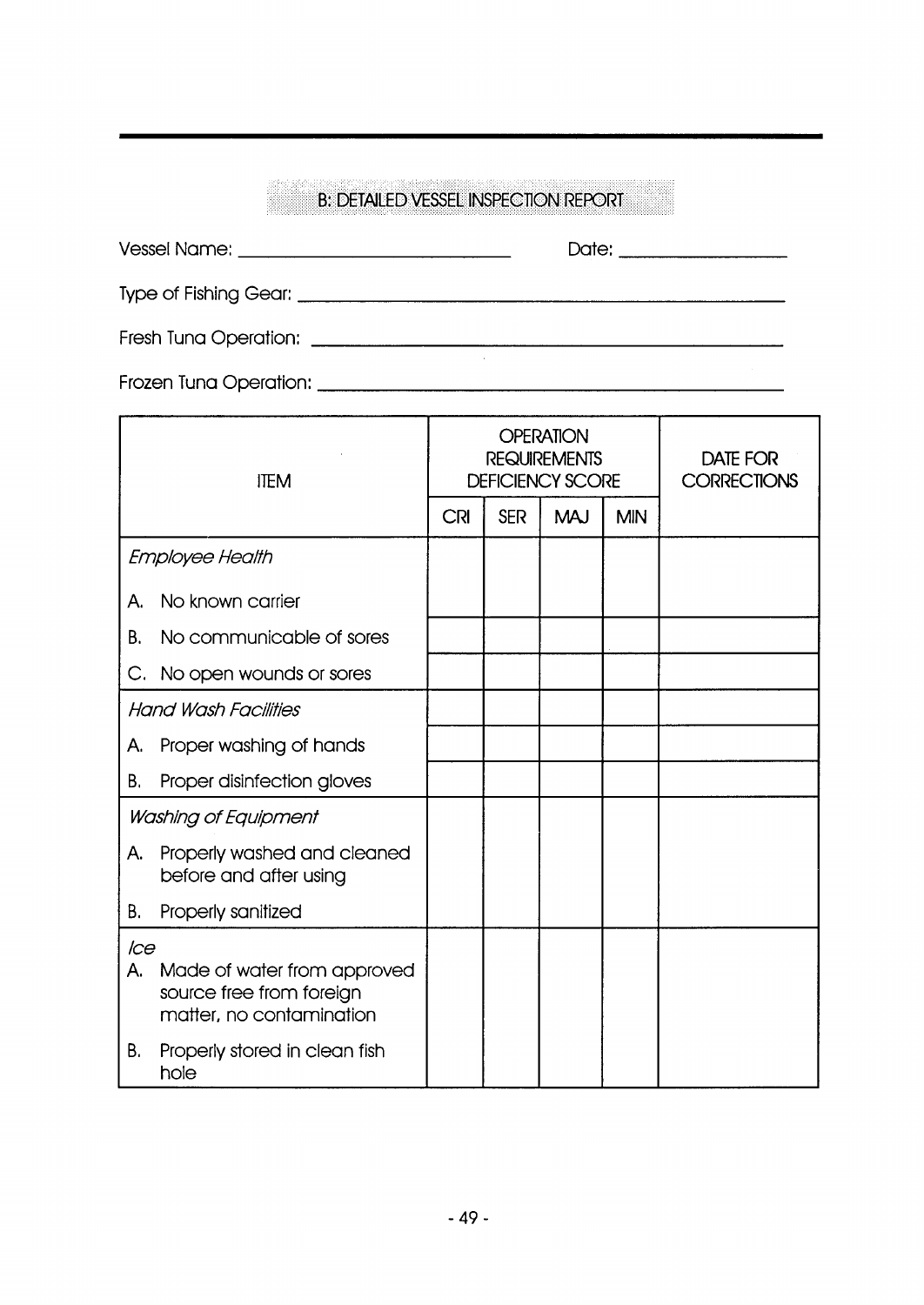## B: DETAILED VESSEL INSPECTION REPORT

Vessel Name: ______________________________ Date: __________________

Type of Fishing Gear: ____________________________________________________

Fresh Tuna Operation: ____________________________________________________

Frozen Tuna Operation: ___________________________________________________

| ITEM | OPERATION REQUIREMENTS DEFICIENCY SCORE | | | | DATE FOR CORRECTIONS |
|---|---|---|---|---|---|
| | CRI | SER | MAJ | MIN | |
| *Employee Health* | | | | | |
| A. No known carrier | | | | | |
| B. No communicable of sores | | | | | |
| C. No open wounds or sores | | | | | |
| *Hand Wash Facilities* | | | | | |
| A. Proper washing of hands | | | | | |
| B. Proper disinfection gloves | | | | | |
| *Washing of Equipment* | | | | | |
| A. Properly washed and cleaned before and after using | | | | | |
| B. Properly sanitized | | | | | |
| *Ice* | | | | | |
| A. Made of water from approved source free from foreign matter, no contamination | | | | | |
| B. Properly stored in clean fish hole | | | | | |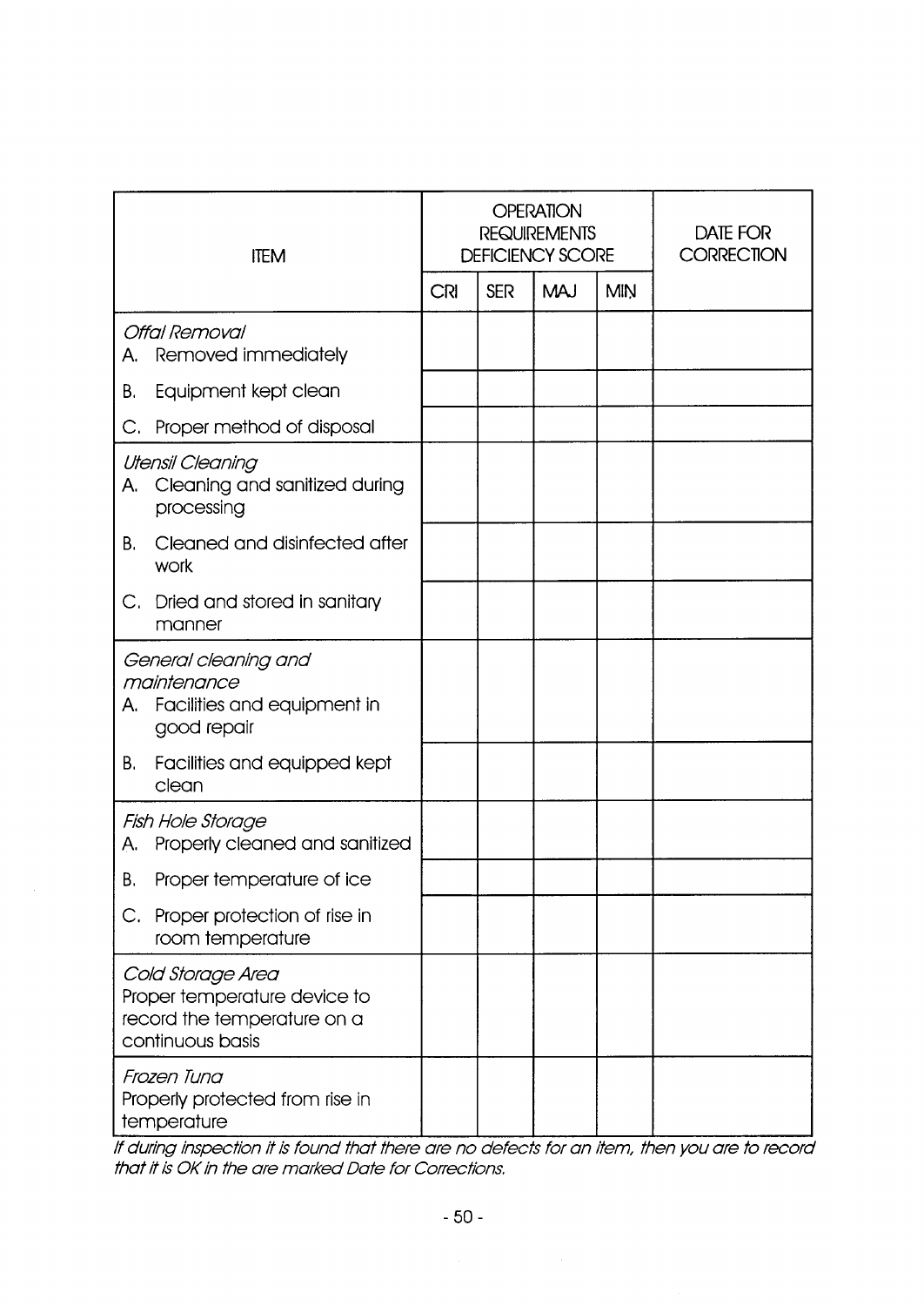| ITEM | OPERATION REQUIREMENTS DEFICIENCY SCORE | | | | DATE FOR CORRECTION |
|---|---|---|---|---|---|
| | CRI | SER | MAJ | MIN | |
| *Offal Removal*<br>A. Removed immediately | | | | | |
| B. Equipment kept clean | | | | | |
| C. Proper method of disposal | | | | | |
| *Utensil Cleaning*<br>A. Cleaning and sanitized during processing | | | | | |
| B. Cleaned and disinfected after work | | | | | |
| C. Dried and stored in sanitary manner | | | | | |
| *General cleaning and maintenance*<br>A. Facilities and equipment in good repair | | | | | |
| B. Facilities and equipped kept clean | | | | | |
| *Fish Hole Storage*<br>A. Properly cleaned and sanitized | | | | | |
| B. Proper temperature of ice | | | | | |
| C. Proper protection of rise in room temperature | | | | | |
| *Cold Storage Area*<br>Proper temperature device to record the temperature on a continuous basis | | | | | |
| *Frozen Tuna*<br>Properly protected from rise in temperature | | | | | |

*If during inspection it is found that there are no defects for an item, then you are to record that it is OK in the are marked Date for Corrections.*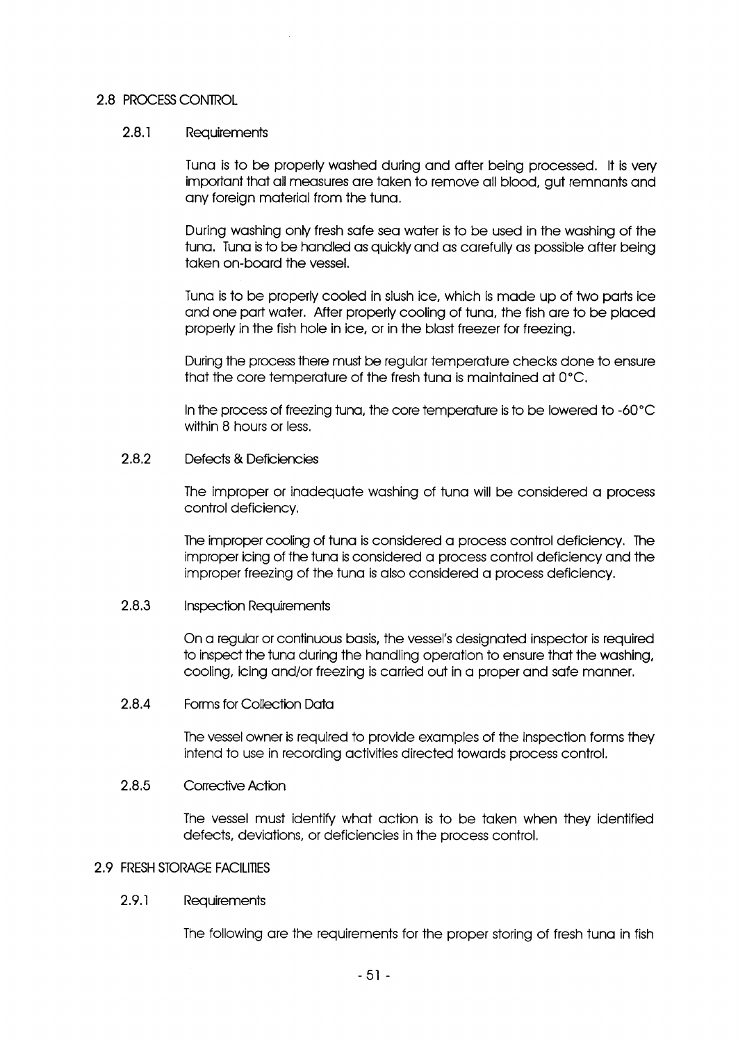## 2.8 PROCESS CONTROL

### 2.8.1 Requirements

Tuna is to be properly washed during and after being processed. It is very important that all measures are taken to remove all blood, gut remnants and any foreign material from the tuna.

During washing only fresh safe sea water is to be used in the washing of the tuna. Tuna is to be handled as quickly and as carefully as possible after being taken on-board the vessel.

Tuna is to be properly cooled in slush ice, which is made up of two parts ice and one part water. After properly cooling of tuna, the fish are to be placed properly in the fish hole in ice, or in the blast freezer for freezing.

During the process there must be regular temperature checks done to ensure that the core temperature of the fresh tuna is maintained at 0°C.

In the process of freezing tuna, the core temperature is to be lowered to -60°C within 8 hours or less.

### 2.8.2 Defects & Deficiencies

The improper or inadequate washing of tuna will be considered a process control deficiency.

The improper cooling of tuna is considered a process control deficiency. The improper icing of the tuna is considered a process control deficiency and the improper freezing of the tuna is also considered a process deficiency.

### 2.8.3 Inspection Requirements

On a regular or continuous basis, the vessel's designated inspector is required to inspect the tuna during the handling operation to ensure that the washing, cooling, icing and/or freezing is carried out in a proper and safe manner.

### 2.8.4 Forms for Collection Data

The vessel owner is required to provide examples of the inspection forms they intend to use in recording activities directed towards process control.

### 2.8.5 Corrective Action

The vessel must identify what action is to be taken when they identified defects, deviations, or deficiencies in the process control.

## 2.9 FRESH STORAGE FACILITIES

### 2.9.1 Requirements

The following are the requirements for the proper storing of fresh tuna in fish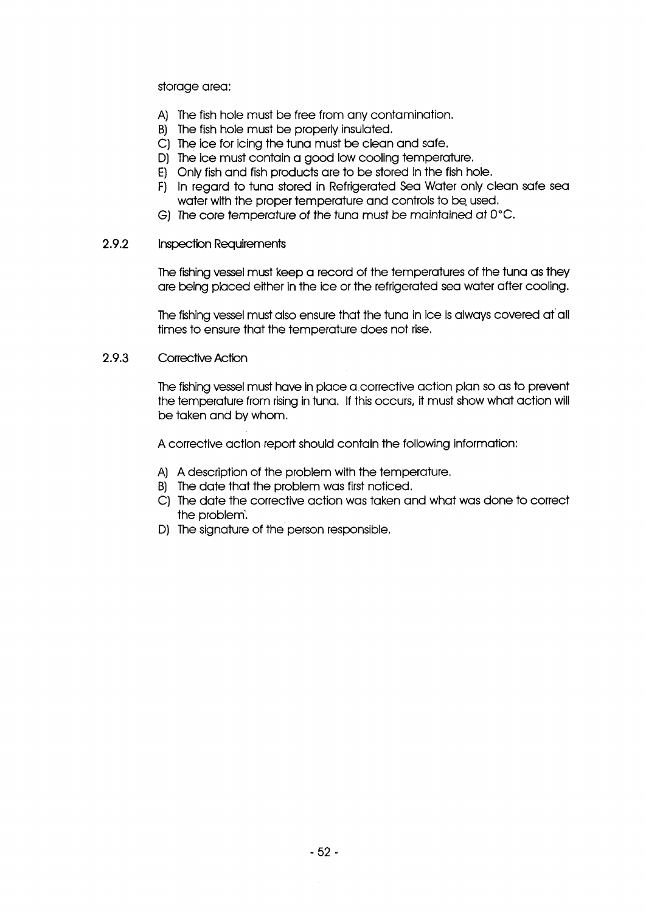storage area:

A) The fish hole must be free from any contamination.
B) The fish hole must be properly insulated.
C) The ice for icing the tuna must be clean and safe.
D) The ice must contain a good low cooling temperature.
E) Only fish and fish products are to be stored in the fish hole.
F) In regard to tuna stored in Refrigerated Sea Water only clean safe sea water with the proper temperature and controls to be used.
G) The core temperature of the tuna must be maintained at 0°C.

### 2.9.2 Inspection Requirements

The fishing vessel must keep a record of the temperatures of the tuna as they are being placed either in the ice or the refrigerated sea water after cooling.

The fishing vessel must also ensure that the tuna in ice is always covered at all times to ensure that the temperature does not rise.

### 2.9.3 Corrective Action

The fishing vessel must have in place a corrective action plan so as to prevent the temperature from rising in tuna. If this occurs, it must show what action will be taken and by whom.

A corrective action report should contain the following information:

A) A description of the problem with the temperature.
B) The date that the problem was first noticed.
C) The date the corrective action was taken and what was done to correct the problem.
D) The signature of the person responsible.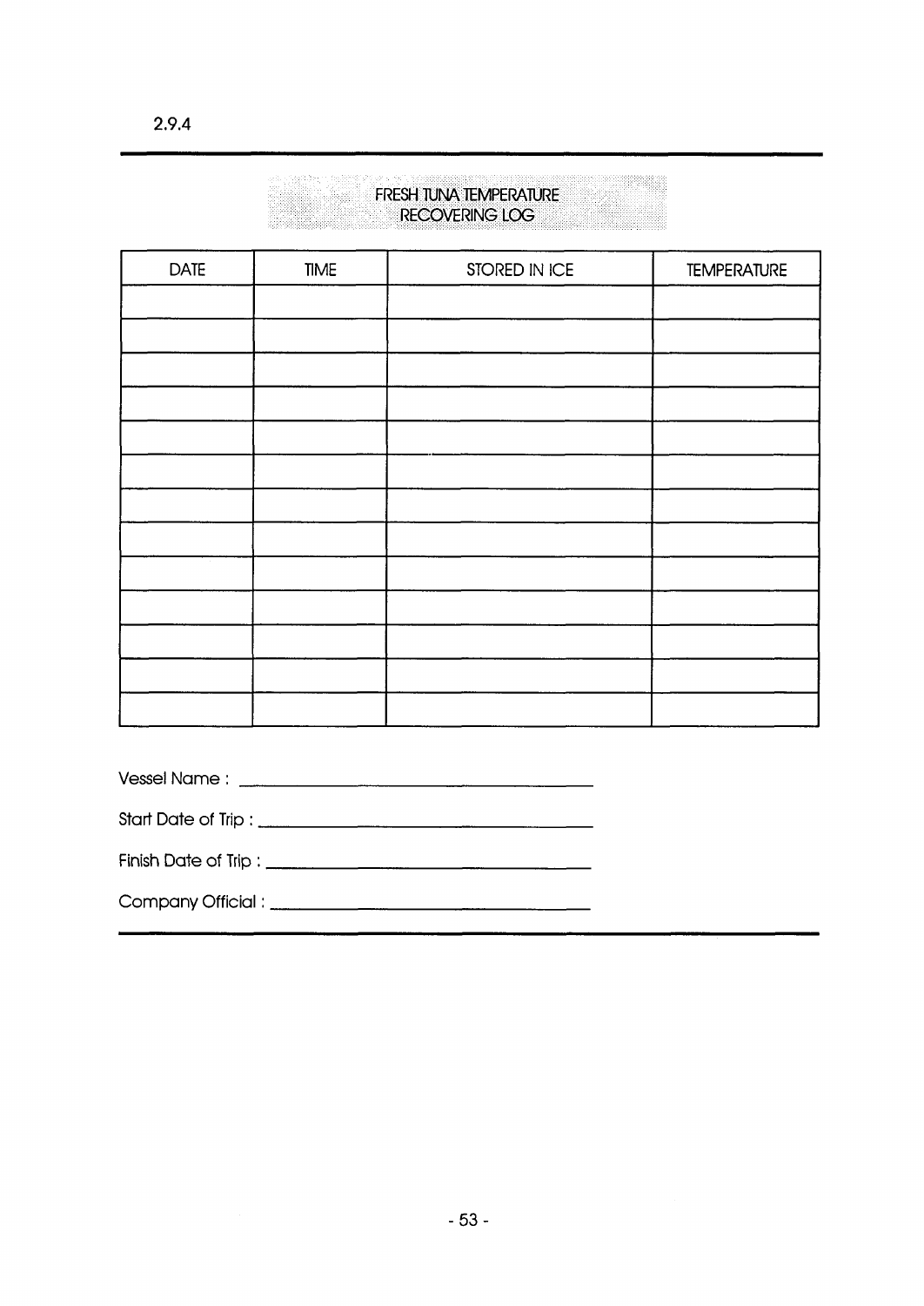2.9.4

## FRESH TUNA TEMPERATURE RECOVERING LOG

| DATE | TIME | STORED IN ICE | TEMPERATURE |
|---|---|---|---|
| | | | |
| | | | |
| | | | |
| | | | |
| | | | |
| | | | |
| | | | |
| | | | |
| | | | |
| | | | |
| | | | |
| | | | |
| | | | |

Vessel Name : ______________________________

Start Date of Trip : ______________________________

Finish Date of Trip : ______________________________

Company Official : ______________________________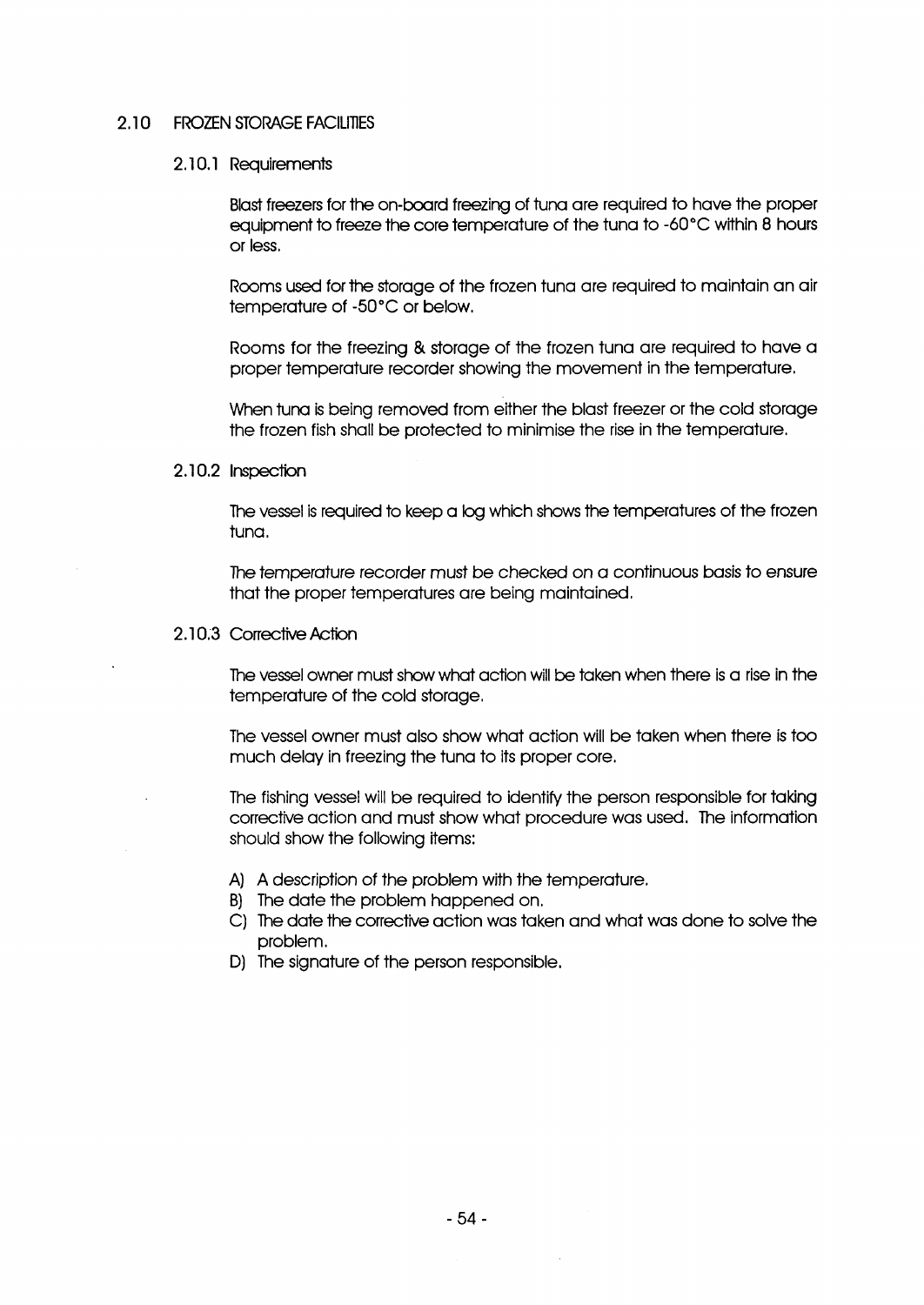## 2.10 FROZEN STORAGE FACILITIES

### 2.10.1 Requirements

Blast freezers for the on-board freezing of tuna are required to have the proper equipment to freeze the core temperature of the tuna to -60°C within 8 hours or less.

Rooms used for the storage of the frozen tuna are required to maintain an air temperature of -50°C or below.

Rooms for the freezing & storage of the frozen tuna are required to have a proper temperature recorder showing the movement in the temperature.

When tuna is being removed from either the blast freezer or the cold storage the frozen fish shall be protected to minimise the rise in the temperature.

### 2.10.2 Inspection

The vessel is required to keep a log which shows the temperatures of the frozen tuna.

The temperature recorder must be checked on a continuous basis to ensure that the proper temperatures are being maintained.

### 2.10.3 Corrective Action

The vessel owner must show what action will be taken when there is a rise in the temperature of the cold storage.

The vessel owner must also show what action will be taken when there is too much delay in freezing the tuna to its proper core.

The fishing vessel will be required to identify the person responsible for taking corrective action and must show what procedure was used. The information should show the following items:

A) A description of the problem with the temperature.
B) The date the problem happened on.
C) The date the corrective action was taken and what was done to solve the problem.
D) The signature of the person responsible.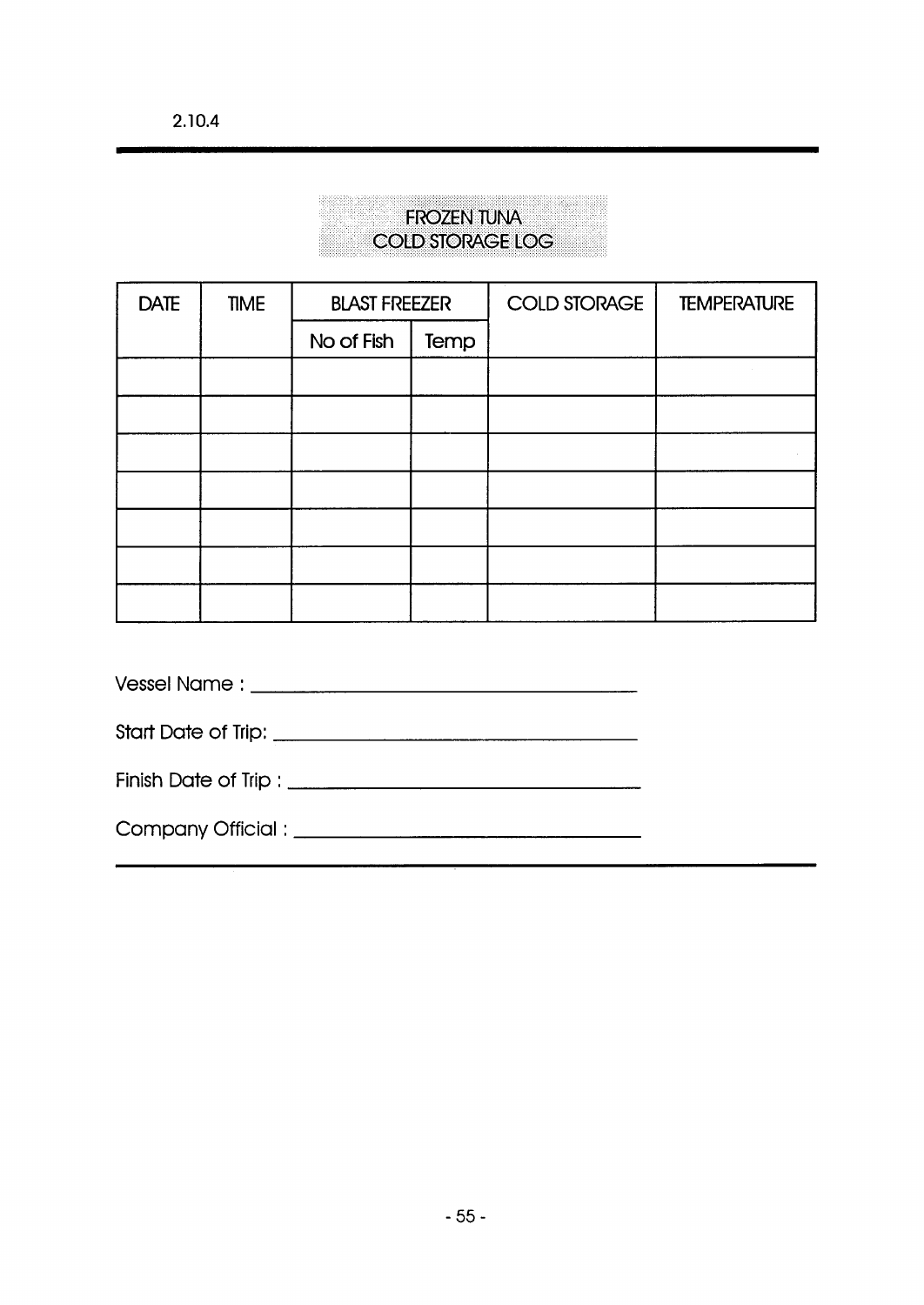2.10.4

# FROZEN TUNA
# COLD STORAGE LOG

| DATE | TIME | BLAST FREEZER | | COLD STORAGE | TEMPERATURE |
|---|---|---|---|---|---|
| | | No of Fish | Temp | | |
| | | | | | |
| | | | | | |
| | | | | | |
| | | | | | |
| | | | | | |
| | | | | | |
| | | | | | |

Vessel Name : ______________________________

Start Date of Trip: ______________________________

Finish Date of Trip : ______________________________

Company Official : ______________________________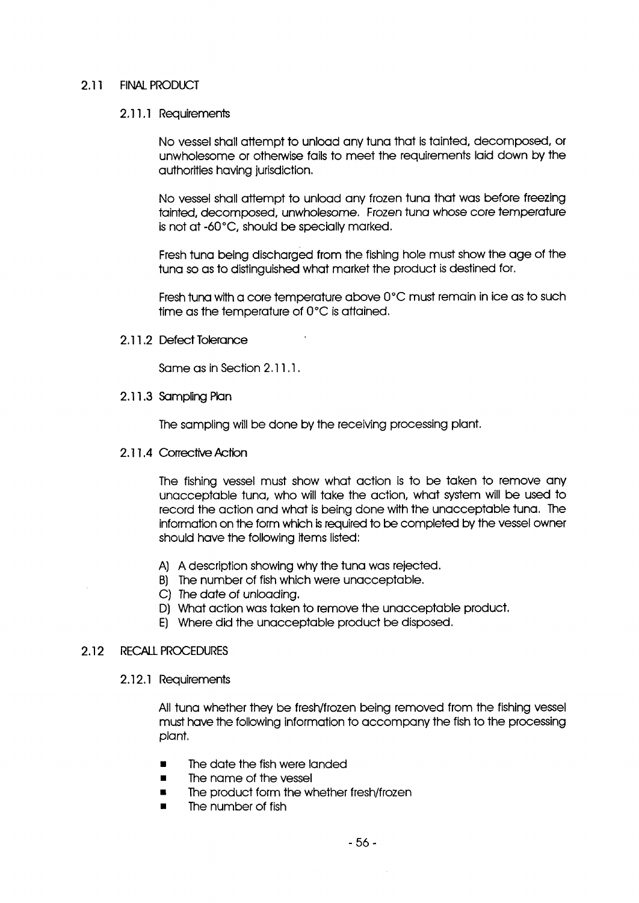## 2.11 FINAL PRODUCT

### 2.11.1 Requirements

No vessel shall attempt to unload any tuna that is tainted, decomposed, or unwholesome or otherwise fails to meet the requirements laid down by the authorities having jurisdiction.

No vessel shall attempt to unload any frozen tuna that was before freezing tainted, decomposed, unwholesome. Frozen tuna whose core temperature is not at -60°C, should be specially marked.

Fresh tuna being discharged from the fishing hole must show the age of the tuna so as to distinguished what market the product is destined for.

Fresh tuna with a core temperature above 0°C must remain in ice as to such time as the temperature of 0°C is attained.

### 2.11.2 Defect Tolerance

Same as in Section 2.11.1.

### 2.11.3 Sampling Plan

The sampling will be done by the receiving processing plant.

### 2.11.4 Corrective Action

The fishing vessel must show what action is to be taken to remove any unacceptable tuna, who will take the action, what system will be used to record the action and what is being done with the unacceptable tuna. The information on the form which is required to be completed by the vessel owner should have the following items listed:

A) A description showing why the tuna was rejected.
B) The number of fish which were unacceptable.
C) The date of unloading.
D) What action was taken to remove the unacceptable product.
E) Where did the unacceptable product be disposed.

## 2.12 RECALL PROCEDURES

### 2.12.1 Requirements

All tuna whether they be fresh/frozen being removed from the fishing vessel must have the following information to accompany the fish to the processing plant.

- The date the fish were landed
- The name of the vessel
- The product form the whether fresh/frozen
- The number of fish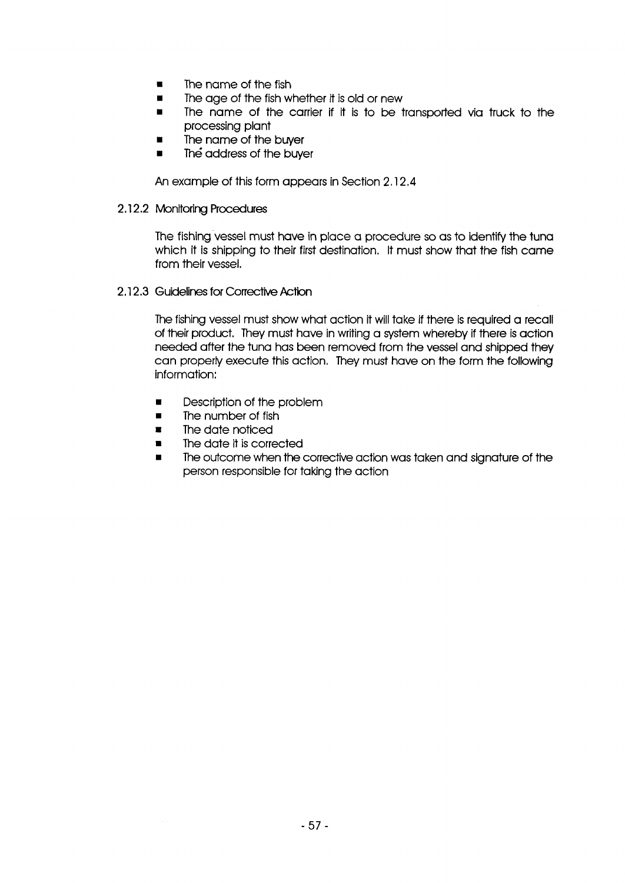- The name of the fish
- The age of the fish whether it is old or new
- The name of the carrier if it is to be transported via truck to the processing plant
- The name of the buyer
- The address of the buyer

An example of this form appears in Section 2.12.4

### 2.12.2 Monitoring Procedures

The fishing vessel must have in place a procedure so as to identify the tuna which it is shipping to their first destination. It must show that the fish came from their vessel.

### 2.12.3 Guidelines for Corrective Action

The fishing vessel must show what action it will take if there is required a recall of their product. They must have in writing a system whereby if there is action needed after the tuna has been removed from the vessel and shipped they can properly execute this action. They must have on the form the following information:

- Description of the problem
- The number of fish
- The date noticed
- The date it is corrected
- The outcome when the corrective action was taken and signature of the person responsible for taking the action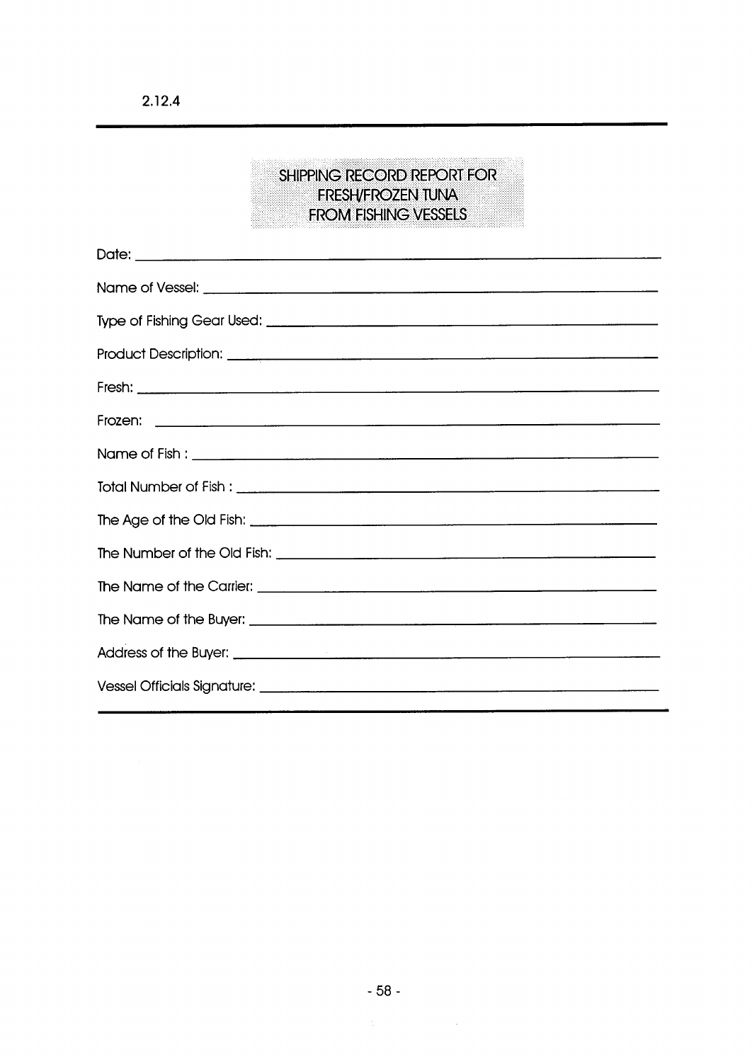2.12.4

## SHIPPING RECORD REPORT FOR FRESH/FROZEN TUNA FROM FISHING VESSELS

Date: ____________________________________________

Name of Vessel: ____________________________________________

Type of Fishing Gear Used: ____________________________________________

Product Description: ____________________________________________

Fresh: ____________________________________________

Frozen: ____________________________________________

Name of Fish : ____________________________________________

Total Number of Fish : ____________________________________________

The Age of the Old Fish: ____________________________________________

The Number of the Old Fish: ____________________________________________

The Name of the Carrier: ____________________________________________

The Name of the Buyer: ____________________________________________

Address of the Buyer: ____________________________________________

Vessel Officials Signature: ____________________________________________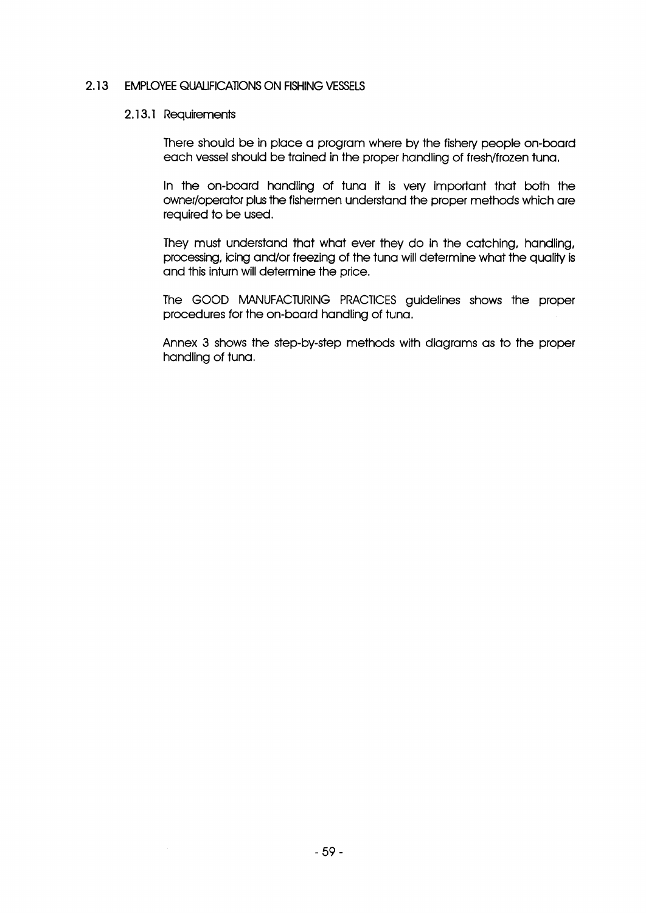## 2.13 EMPLOYEE QUALIFICATIONS ON FISHING VESSELS

### 2.13.1 Requirements

There should be in place a program where by the fishery people on-board each vessel should be trained in the proper handling of fresh/frozen tuna.

In the on-board handling of tuna it is very important that both the owner/operator plus the fishermen understand the proper methods which are required to be used.

They must understand that what ever they do in the catching, handling, processing, icing and/or freezing of the tuna will determine what the quality is and this inturn will determine the price.

The GOOD MANUFACTURING PRACTICES guidelines shows the proper procedures for the on-board handling of tuna.

Annex 3 shows the step-by-step methods with diagrams as to the proper handling of tuna.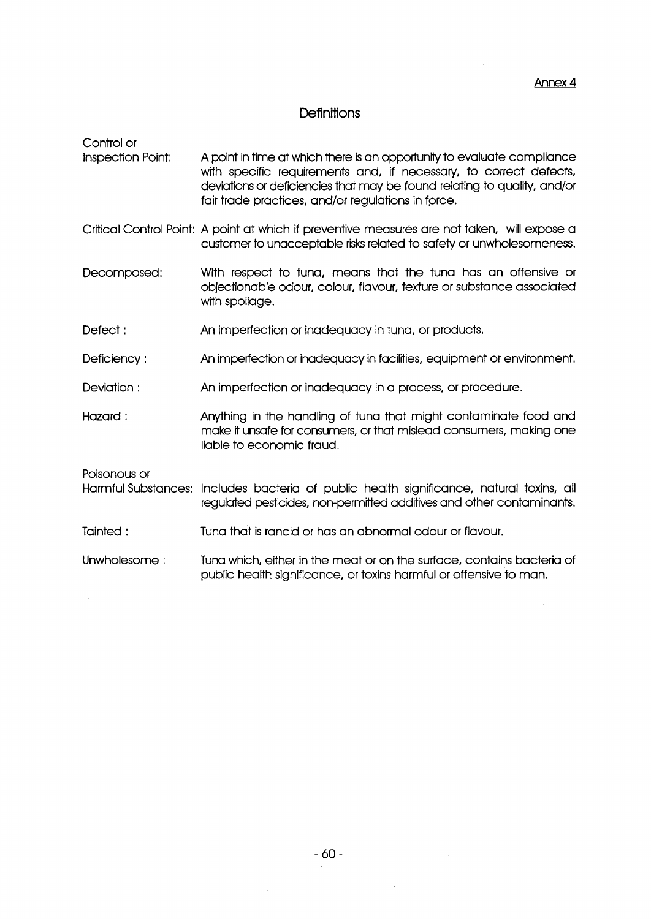Annex 4

# Definitions

**Control or Inspection Point:** A point in time at which there is an opportunity to evaluate compliance with specific requirements and, if necessary, to correct defects, deviations or deficiencies that may be found relating to quality, and/or fair trade practices, and/or regulations in force.

**Critical Control Point:** A point at which if preventive measures are not taken, will expose a customer to unacceptable risks related to safety or unwholesomeness.

**Decomposed:** With respect to tuna, means that the tuna has an offensive or objectionable odour, colour, flavour, texture or substance associated with spoilage.

**Defect :** An imperfection or inadequacy in tuna, or products.

**Deficiency :** An imperfection or inadequacy in facilities, equipment or environment.

**Deviation :** An imperfection or inadequacy in a process, or procedure.

**Hazard :** Anything in the handling of tuna that might contaminate food and make it unsafe for consumers, or that mislead consumers, making one liable to economic fraud.

**Poisonous or Harmful Substances:** Includes bacteria of public health significance, natural toxins, all regulated pesticides, non-permitted additives and other contaminants.

**Tainted :** Tuna that is rancid or has an abnormal odour or flavour.

**Unwholesome :** Tuna which, either in the meat or on the surface, contains bacteria of public health significance, or toxins harmful or offensive to man.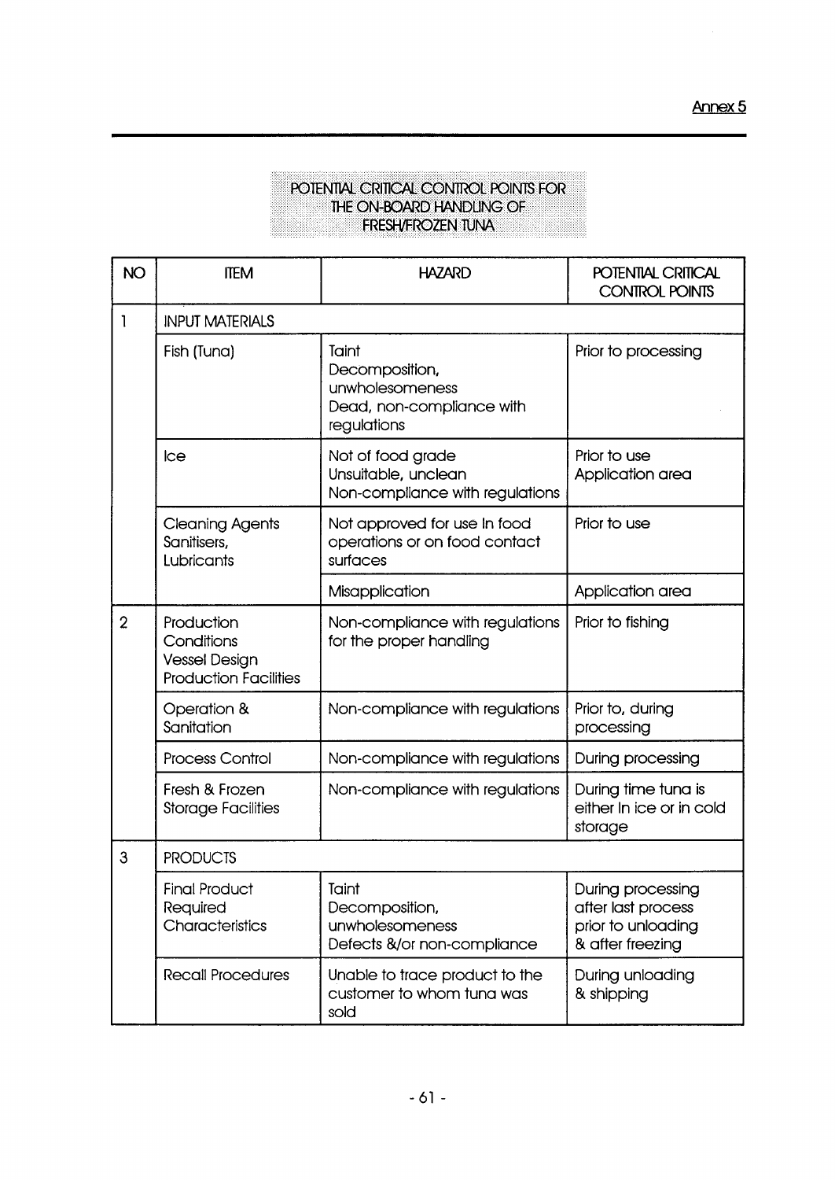Annex 5

## POTENTIAL CRITICAL CONTROL POINTS FOR THE ON-BOARD HANDLING OF FRESH/FROZEN TUNA

| NO | ITEM | HAZARD | POTENTIAL CRITICAL CONTROL POINTS |
|---|---|---|---|
| 1 | INPUT MATERIALS | | |
| | Fish (Tuna) | Taint<br>Decomposition, unwholesomeness<br>Dead, non-compliance with regulations | Prior to processing |
| | Ice | Not of food grade<br>Unsuitable, unclean<br>Non-compliance with regulations | Prior to use<br>Application area |
| | Cleaning Agents<br>Sanitisers,<br>Lubricants | Not approved for use in food operations or on food contact surfaces | Prior to use |
| | | Misapplication | Application area |
| 2 | Production Conditions<br>Vessel Design<br>Production Facilities | Non-compliance with regulations for the proper handling | Prior to fishing |
| | Operation & Sanitation | Non-compliance with regulations | Prior to, during processing |
| | Process Control | Non-compliance with regulations | During processing |
| | Fresh & Frozen Storage Facilities | Non-compliance with regulations | During time tuna is either in ice or in cold storage |
| 3 | PRODUCTS | | |
| | Final Product Required Characteristics | Taint<br>Decomposition, unwholesomeness<br>Defects &/or non-compliance | During processing after last process prior to unloading & after freezing |
| | Recall Procedures | Unable to trace product to the customer to whom tuna was sold | During unloading & shipping |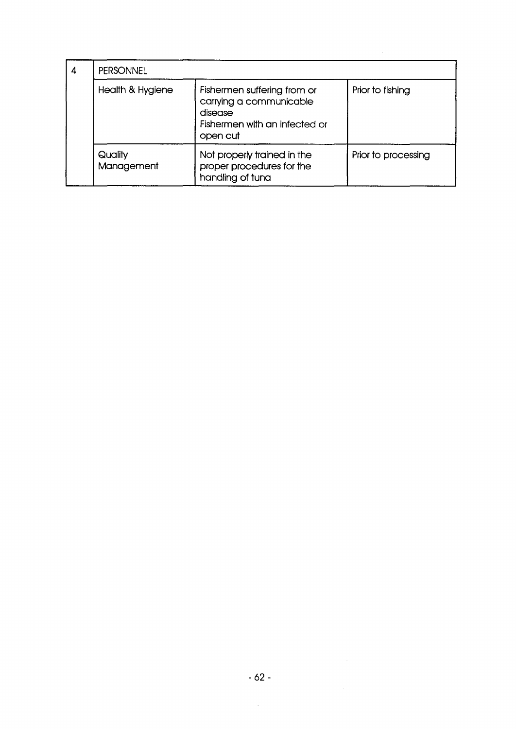| | | | |
|---|---|---|---|
| 4 | PERSONNEL | | |
| | Health & Hygiene | Fishermen suffering from or carrying a communicable disease<br>Fishermen with an infected or open cut | Prior to fishing |
| | Quality Management | Not properly trained in the proper procedures for the handling of tuna | Prior to processing |